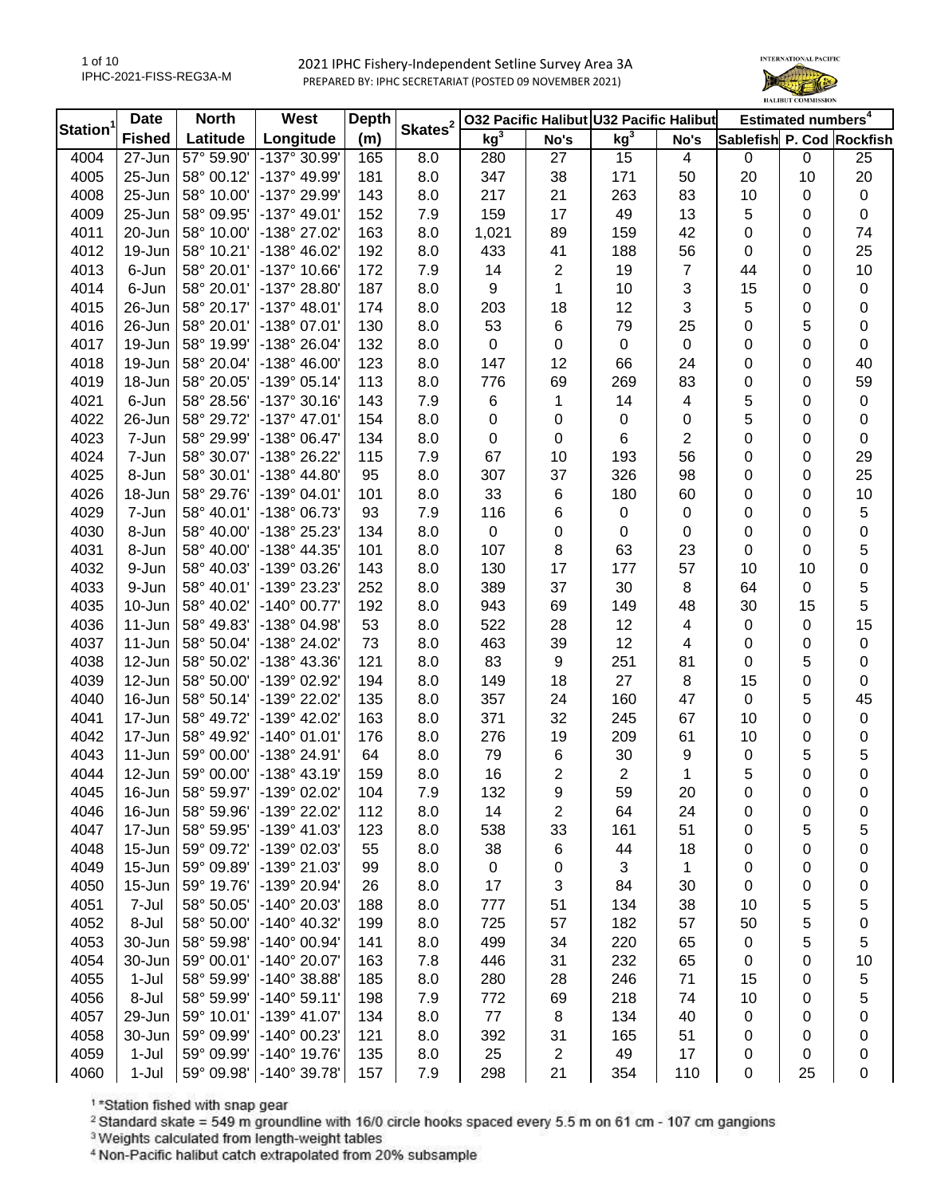# 2021 IPHC Fishery-Independent Setline Survey Area 3A

PREPARED BY: IPHC SECRETARIAT (POSTED 09 NOVEMBER 2021)

| Station[1] | Date | North | West | Depth | Skates[2] | O32 Pacific Halibut | | U32 Pacific Halibut | | Estimated numbers[4] | | |
|---|---|---|---|---|---|---|---|---|---|---|---|---|
| | Fished | Latitude | Longitude | (m) | | kg[3] | No's | kg[3] | No's | Sablefish | P. Cod | Rockfish |
| 4004 | 27-Jun | 57° 59.90' | -137° 30.99' | 165 | 8.0 | 280 | 27 | 15 | 4 | 0 | 0 | 25 |
| 4005 | 25-Jun | 58° 00.12' | -137° 49.99' | 181 | 8.0 | 347 | 38 | 171 | 50 | 20 | 10 | 20 |
| 4008 | 25-Jun | 58° 10.00' | -137° 29.99' | 143 | 8.0 | 217 | 21 | 263 | 83 | 10 | 0 | 0 |
| 4009 | 25-Jun | 58° 09.95' | -137° 49.01' | 152 | 7.9 | 159 | 17 | 49 | 13 | 5 | 0 | 0 |
| 4011 | 20-Jun | 58° 10.00' | -138° 27.02' | 163 | 8.0 | 1,021 | 89 | 159 | 42 | 0 | 0 | 74 |
| 4012 | 19-Jun | 58° 10.21' | -138° 46.02' | 192 | 8.0 | 433 | 41 | 188 | 56 | 0 | 0 | 25 |
| 4013 | 6-Jun | 58° 20.01' | -137° 10.66' | 172 | 7.9 | 14 | 2 | 19 | 7 | 44 | 0 | 10 |
| 4014 | 6-Jun | 58° 20.01' | -137° 28.80' | 187 | 8.0 | 9 | 1 | 10 | 3 | 15 | 0 | 0 |
| 4015 | 26-Jun | 58° 20.17' | -137° 48.01' | 174 | 8.0 | 203 | 18 | 12 | 3 | 5 | 0 | 0 |
| 4016 | 26-Jun | 58° 20.01' | -138° 07.01' | 130 | 8.0 | 53 | 6 | 79 | 25 | 0 | 5 | 0 |
| 4017 | 19-Jun | 58° 19.99' | -138° 26.04' | 132 | 8.0 | 0 | 0 | 0 | 0 | 0 | 0 | 0 |
| 4018 | 19-Jun | 58° 20.04' | -138° 46.00' | 123 | 8.0 | 147 | 12 | 66 | 24 | 0 | 0 | 40 |
| 4019 | 18-Jun | 58° 20.05' | -139° 05.14' | 113 | 8.0 | 776 | 69 | 269 | 83 | 0 | 0 | 59 |
| 4021 | 6-Jun | 58° 28.56' | -137° 30.16' | 143 | 7.9 | 6 | 1 | 14 | 4 | 5 | 0 | 0 |
| 4022 | 26-Jun | 58° 29.72' | -137° 47.01' | 154 | 8.0 | 0 | 0 | 0 | 0 | 5 | 0 | 0 |
| 4023 | 7-Jun | 58° 29.99' | -138° 06.47' | 134 | 8.0 | 0 | 0 | 6 | 2 | 0 | 0 | 0 |
| 4024 | 7-Jun | 58° 30.07' | -138° 26.22' | 115 | 7.9 | 67 | 10 | 193 | 56 | 0 | 0 | 29 |
| 4025 | 8-Jun | 58° 30.01' | -138° 44.80' | 95 | 8.0 | 307 | 37 | 326 | 98 | 0 | 0 | 25 |
| 4026 | 18-Jun | 58° 29.76' | -139° 04.01' | 101 | 8.0 | 33 | 6 | 180 | 60 | 0 | 0 | 10 |
| 4029 | 7-Jun | 58° 40.01' | -138° 06.73' | 93 | 7.9 | 116 | 6 | 0 | 0 | 0 | 0 | 5 |
| 4030 | 8-Jun | 58° 40.00' | -138° 25.23' | 134 | 8.0 | 0 | 0 | 0 | 0 | 0 | 0 | 0 |
| 4031 | 8-Jun | 58° 40.00' | -138° 44.35' | 101 | 8.0 | 107 | 8 | 63 | 23 | 0 | 0 | 5 |
| 4032 | 9-Jun | 58° 40.03' | -139° 03.26' | 143 | 8.0 | 130 | 17 | 177 | 57 | 10 | 10 | 0 |
| 4033 | 9-Jun | 58° 40.01' | -139° 23.23' | 252 | 8.0 | 389 | 37 | 30 | 8 | 64 | 0 | 5 |
| 4035 | 10-Jun | 58° 40.02' | -140° 00.77' | 192 | 8.0 | 943 | 69 | 149 | 48 | 30 | 15 | 5 |
| 4036 | 11-Jun | 58° 49.83' | -138° 04.98' | 53 | 8.0 | 522 | 28 | 12 | 4 | 0 | 0 | 15 |
| 4037 | 11-Jun | 58° 50.04' | -138° 24.02' | 73 | 8.0 | 463 | 39 | 12 | 4 | 0 | 0 | 0 |
| 4038 | 12-Jun | 58° 50.02' | -138° 43.36' | 121 | 8.0 | 83 | 9 | 251 | 81 | 0 | 5 | 0 |
| 4039 | 12-Jun | 58° 50.00' | -139° 02.92' | 194 | 8.0 | 149 | 18 | 27 | 8 | 15 | 0 | 0 |
| 4040 | 16-Jun | 58° 50.14' | -139° 22.02' | 135 | 8.0 | 357 | 24 | 160 | 47 | 0 | 5 | 45 |
| 4041 | 17-Jun | 58° 49.72' | -139° 42.02' | 163 | 8.0 | 371 | 32 | 245 | 67 | 10 | 0 | 0 |
| 4042 | 17-Jun | 58° 49.92' | -140° 01.01' | 176 | 8.0 | 276 | 19 | 209 | 61 | 10 | 0 | 0 |
| 4043 | 11-Jun | 59° 00.00' | -138° 24.91' | 64 | 8.0 | 79 | 6 | 30 | 9 | 0 | 5 | 5 |
| 4044 | 12-Jun | 59° 00.00' | -138° 43.19' | 159 | 8.0 | 16 | 2 | 2 | 1 | 5 | 0 | 0 |
| 4045 | 16-Jun | 58° 59.97' | -139° 02.02' | 104 | 7.9 | 132 | 9 | 59 | 20 | 0 | 0 | 0 |
| 4046 | 16-Jun | 58° 59.96' | -139° 22.02' | 112 | 8.0 | 14 | 2 | 64 | 24 | 0 | 0 | 0 |
| 4047 | 17-Jun | 58° 59.95' | -139° 41.03' | 123 | 8.0 | 538 | 33 | 161 | 51 | 0 | 5 | 5 |
| 4048 | 15-Jun | 59° 09.72' | -139° 02.03' | 55 | 8.0 | 38 | 6 | 44 | 18 | 0 | 0 | 0 |
| 4049 | 15-Jun | 59° 09.89' | -139° 21.03' | 99 | 8.0 | 0 | 0 | 3 | 1 | 0 | 0 | 0 |
| 4050 | 15-Jun | 59° 19.76' | -139° 20.94' | 26 | 8.0 | 17 | 3 | 84 | 30 | 0 | 0 | 0 |
| 4051 | 7-Jul | 58° 50.05' | -140° 20.03' | 188 | 8.0 | 777 | 51 | 134 | 38 | 10 | 5 | 5 |
| 4052 | 8-Jul | 58° 50.00' | -140° 40.32' | 199 | 8.0 | 725 | 57 | 182 | 57 | 50 | 5 | 0 |
| 4053 | 30-Jun | 58° 59.98' | -140° 00.94' | 141 | 8.0 | 499 | 34 | 220 | 65 | 0 | 5 | 5 |
| 4054 | 30-Jun | 59° 00.01' | -140° 20.07' | 163 | 7.8 | 446 | 31 | 232 | 65 | 0 | 0 | 10 |
| 4055 | 1-Jul | 58° 59.99' | -140° 38.88' | 185 | 8.0 | 280 | 28 | 246 | 71 | 15 | 0 | 5 |
| 4056 | 8-Jul | 58° 59.99' | -140° 59.11' | 198 | 7.9 | 772 | 69 | 218 | 74 | 10 | 0 | 5 |
| 4057 | 29-Jun | 59° 10.01' | -139° 41.07' | 134 | 8.0 | 77 | 8 | 134 | 40 | 0 | 0 | 0 |
| 4058 | 30-Jun | 59° 09.99' | -140° 00.23' | 121 | 8.0 | 392 | 31 | 165 | 51 | 0 | 0 | 0 |
| 4059 | 1-Jul | 59° 09.99' | -140° 19.76' | 135 | 8.0 | 25 | 2 | 49 | 17 | 0 | 0 | 0 |
| 4060 | 1-Jul | 59° 09.98' | -140° 39.78' | 157 | 7.9 | 298 | 21 | 354 | 110 | 0 | 25 | 0 |

[1] *Station fished with snap gear

[2] Standard skate = 549 m groundline with 16/0 circle hooks spaced every 5.5 m on 61 cm - 107 cm gangions

[3] Weights calculated from length-weight tables

[4] Non-Pacific halibut catch extrapolated from 20% subsample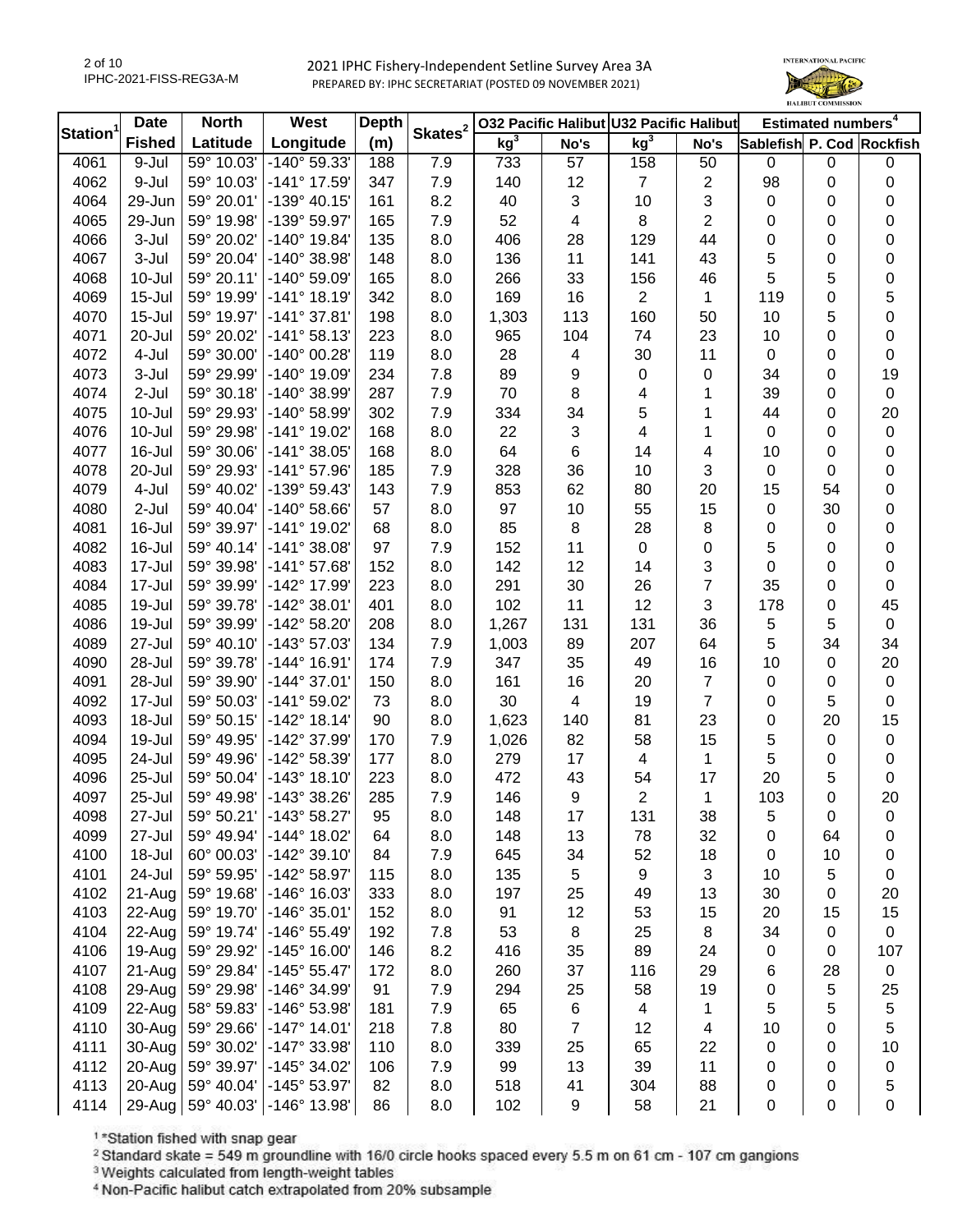# 2021 IPHC Fishery-Independent Setline Survey Area 3A

PREPARED BY: IPHC SECRETARIAT (POSTED 09 NOVEMBER 2021)

| Station[1] | Date Fished | North Latitude | West Longitude | Depth (m) | Skates[2] | O32 Pacific Halibut kg[3] | O32 Pacific Halibut No's | U32 Pacific Halibut kg[3] | U32 Pacific Halibut No's | Estimated numbers[4] Sablefish | Estimated numbers[4] P. Cod | Estimated numbers[4] Rockfish |
|---|---|---|---|---|---|---|---|---|---|---|---|---|
| 4061 | 9-Jul | 59° 10.03' | -140° 59.33' | 188 | 7.9 | 733 | 57 | 158 | 50 | 0 | 0 | 0 |
| 4062 | 9-Jul | 59° 10.03' | -141° 17.59' | 347 | 7.9 | 140 | 12 | 7 | 2 | 98 | 0 | 0 |
| 4064 | 29-Jun | 59° 20.01' | -139° 40.15' | 161 | 8.2 | 40 | 3 | 10 | 3 | 0 | 0 | 0 |
| 4065 | 29-Jun | 59° 19.98' | -139° 59.97' | 165 | 7.9 | 52 | 4 | 8 | 2 | 0 | 0 | 0 |
| 4066 | 3-Jul | 59° 20.02' | -140° 19.84' | 135 | 8.0 | 406 | 28 | 129 | 44 | 0 | 0 | 0 |
| 4067 | 3-Jul | 59° 20.04' | -140° 38.98' | 148 | 8.0 | 136 | 11 | 141 | 43 | 5 | 0 | 0 |
| 4068 | 10-Jul | 59° 20.11' | -140° 59.09' | 165 | 8.0 | 266 | 33 | 156 | 46 | 5 | 5 | 0 |
| 4069 | 15-Jul | 59° 19.99' | -141° 18.19' | 342 | 8.0 | 169 | 16 | 2 | 1 | 119 | 0 | 5 |
| 4070 | 15-Jul | 59° 19.97' | -141° 37.81' | 198 | 8.0 | 1,303 | 113 | 160 | 50 | 10 | 5 | 0 |
| 4071 | 20-Jul | 59° 20.02' | -141° 58.13' | 223 | 8.0 | 965 | 104 | 74 | 23 | 10 | 0 | 0 |
| 4072 | 4-Jul | 59° 30.00' | -140° 00.28' | 119 | 8.0 | 28 | 4 | 30 | 11 | 0 | 0 | 0 |
| 4073 | 3-Jul | 59° 29.99' | -140° 19.09' | 234 | 7.8 | 89 | 9 | 0 | 0 | 34 | 0 | 19 |
| 4074 | 2-Jul | 59° 30.18' | -140° 38.99' | 287 | 7.9 | 70 | 8 | 4 | 1 | 39 | 0 | 0 |
| 4075 | 10-Jul | 59° 29.93' | -140° 58.99' | 302 | 7.9 | 334 | 34 | 5 | 1 | 44 | 0 | 20 |
| 4076 | 10-Jul | 59° 29.98' | -141° 19.02' | 168 | 8.0 | 22 | 3 | 4 | 1 | 0 | 0 | 0 |
| 4077 | 16-Jul | 59° 30.06' | -141° 38.05' | 168 | 8.0 | 64 | 6 | 14 | 4 | 10 | 0 | 0 |
| 4078 | 20-Jul | 59° 29.93' | -141° 57.96' | 185 | 7.9 | 328 | 36 | 10 | 3 | 0 | 0 | 0 |
| 4079 | 4-Jul | 59° 40.02' | -139° 59.43' | 143 | 7.9 | 853 | 62 | 80 | 20 | 15 | 54 | 0 |
| 4080 | 2-Jul | 59° 40.04' | -140° 58.66' | 57 | 8.0 | 97 | 10 | 55 | 15 | 0 | 30 | 0 |
| 4081 | 16-Jul | 59° 39.97' | -141° 19.02' | 68 | 8.0 | 85 | 8 | 28 | 8 | 0 | 0 | 0 |
| 4082 | 16-Jul | 59° 40.14' | -141° 38.08' | 97 | 7.9 | 152 | 11 | 0 | 0 | 5 | 0 | 0 |
| 4083 | 17-Jul | 59° 39.98' | -141° 57.68' | 152 | 8.0 | 142 | 12 | 14 | 3 | 0 | 0 | 0 |
| 4084 | 17-Jul | 59° 39.99' | -142° 17.99' | 223 | 8.0 | 291 | 30 | 26 | 7 | 35 | 0 | 0 |
| 4085 | 19-Jul | 59° 39.78' | -142° 38.01' | 401 | 8.0 | 102 | 11 | 12 | 3 | 178 | 0 | 45 |
| 4086 | 19-Jul | 59° 39.99' | -142° 58.20' | 208 | 8.0 | 1,267 | 131 | 131 | 36 | 5 | 5 | 0 |
| 4089 | 27-Jul | 59° 40.10' | -143° 57.03' | 134 | 7.9 | 1,003 | 89 | 207 | 64 | 5 | 34 | 34 |
| 4090 | 28-Jul | 59° 39.78' | -144° 16.91' | 174 | 7.9 | 347 | 35 | 49 | 16 | 10 | 0 | 20 |
| 4091 | 28-Jul | 59° 39.90' | -144° 37.01' | 150 | 8.0 | 161 | 16 | 20 | 7 | 0 | 0 | 0 |
| 4092 | 17-Jul | 59° 50.03' | -141° 59.02' | 73 | 8.0 | 30 | 4 | 19 | 7 | 0 | 5 | 0 |
| 4093 | 18-Jul | 59° 50.15' | -142° 18.14' | 90 | 8.0 | 1,623 | 140 | 81 | 23 | 0 | 20 | 15 |
| 4094 | 19-Jul | 59° 49.95' | -142° 37.99' | 170 | 7.9 | 1,026 | 82 | 58 | 15 | 5 | 0 | 0 |
| 4095 | 24-Jul | 59° 49.96' | -142° 58.39' | 177 | 8.0 | 279 | 17 | 4 | 1 | 5 | 0 | 0 |
| 4096 | 25-Jul | 59° 50.04' | -143° 18.10' | 223 | 8.0 | 472 | 43 | 54 | 17 | 20 | 5 | 0 |
| 4097 | 25-Jul | 59° 49.98' | -143° 38.26' | 285 | 7.9 | 146 | 9 | 2 | 1 | 103 | 0 | 20 |
| 4098 | 27-Jul | 59° 50.21' | -143° 58.27' | 95 | 8.0 | 148 | 17 | 131 | 38 | 5 | 0 | 0 |
| 4099 | 27-Jul | 59° 49.94' | -144° 18.02' | 64 | 8.0 | 148 | 13 | 78 | 32 | 0 | 64 | 0 |
| 4100 | 18-Jul | 60° 00.03' | -142° 39.10' | 84 | 7.9 | 645 | 34 | 52 | 18 | 0 | 10 | 0 |
| 4101 | 24-Jul | 59° 59.95' | -142° 58.97' | 115 | 8.0 | 135 | 5 | 9 | 3 | 10 | 5 | 0 |
| 4102 | 21-Aug | 59° 19.68' | -146° 16.03' | 333 | 8.0 | 197 | 25 | 49 | 13 | 30 | 0 | 20 |
| 4103 | 22-Aug | 59° 19.70' | -146° 35.01' | 152 | 8.0 | 91 | 12 | 53 | 15 | 20 | 15 | 15 |
| 4104 | 22-Aug | 59° 19.74' | -146° 55.49' | 192 | 7.8 | 53 | 8 | 25 | 8 | 34 | 0 | 0 |
| 4106 | 19-Aug | 59° 29.92' | -145° 16.00' | 146 | 8.2 | 416 | 35 | 89 | 24 | 0 | 0 | 107 |
| 4107 | 21-Aug | 59° 29.84' | -145° 55.47' | 172 | 8.0 | 260 | 37 | 116 | 29 | 6 | 28 | 0 |
| 4108 | 29-Aug | 59° 29.98' | -146° 34.99' | 91 | 7.9 | 294 | 25 | 58 | 19 | 0 | 5 | 25 |
| 4109 | 22-Aug | 58° 59.83' | -146° 53.98' | 181 | 7.9 | 65 | 6 | 4 | 1 | 5 | 5 | 5 |
| 4110 | 30-Aug | 59° 29.66' | -147° 14.01' | 218 | 7.8 | 80 | 7 | 12 | 4 | 10 | 0 | 5 |
| 4111 | 30-Aug | 59° 30.02' | -147° 33.98' | 110 | 8.0 | 339 | 25 | 65 | 22 | 0 | 0 | 10 |
| 4112 | 20-Aug | 59° 39.97' | -145° 34.02' | 106 | 7.9 | 99 | 13 | 39 | 11 | 0 | 0 | 0 |
| 4113 | 20-Aug | 59° 40.04' | -145° 53.97' | 82 | 8.0 | 518 | 41 | 304 | 88 | 0 | 0 | 5 |
| 4114 | 29-Aug | 59° 40.03' | -146° 13.98' | 86 | 8.0 | 102 | 9 | 58 | 21 | 0 | 0 | 0 |

[1] *Station fished with snap gear

[2] Standard skate = 549 m groundline with 16/0 circle hooks spaced every 5.5 m on 61 cm - 107 cm gangions

[3] Weights calculated from length-weight tables

[4] Non-Pacific halibut catch extrapolated from 20% subsample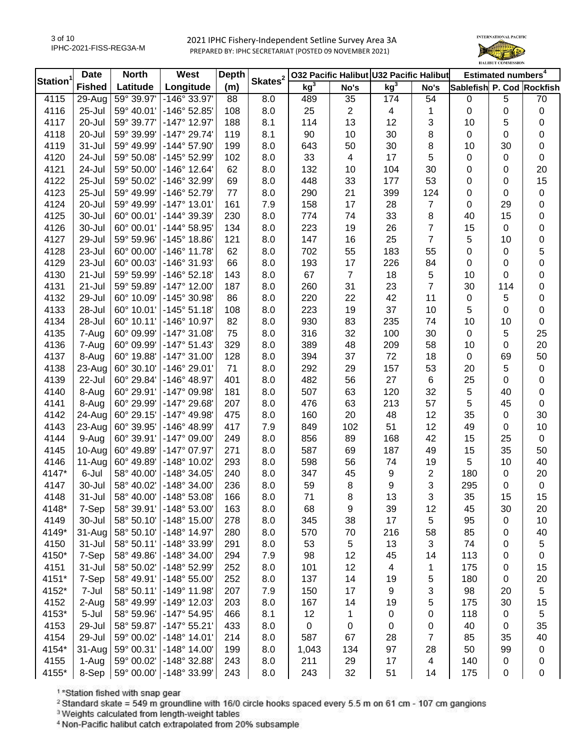# 2021 IPHC Fishery-Independent Setline Survey Area 3A

PREPARED BY: IPHC SECRETARIAT (POSTED 09 NOVEMBER 2021)

| Station[1] | Date Fished | North Latitude | West Longitude | Depth (m) | Skates[2] | O32 Pacific Halibut kg[3] | O32 Pacific Halibut No's | U32 Pacific Halibut kg[3] | U32 Pacific Halibut No's | Estimated numbers[4] Sablefish | Estimated numbers[4] P. Cod | Estimated numbers[4] Rockfish |
|---|---|---|---|---|---|---|---|---|---|---|---|---|
| 4115 | 29-Aug | 59° 39.97' | -146° 33.97' | 88 | 8.0 | 489 | 35 | 174 | 54 | 0 | 5 | 70 |
| 4116 | 25-Jul | 59° 40.01' | -146° 52.85' | 108 | 8.0 | 25 | 2 | 4 | 1 | 0 | 0 | 0 |
| 4117 | 20-Jul | 59° 39.77' | -147° 12.97' | 188 | 8.1 | 114 | 13 | 12 | 3 | 10 | 5 | 0 |
| 4118 | 20-Jul | 59° 39.99' | -147° 29.74' | 119 | 8.1 | 90 | 10 | 30 | 8 | 0 | 0 | 0 |
| 4119 | 31-Jul | 59° 49.99' | -144° 57.90' | 199 | 8.0 | 643 | 50 | 30 | 8 | 10 | 30 | 0 |
| 4120 | 24-Jul | 59° 50.08' | -145° 52.99' | 102 | 8.0 | 33 | 4 | 17 | 5 | 0 | 0 | 0 |
| 4121 | 24-Jul | 59° 50.00' | -146° 12.64' | 62 | 8.0 | 132 | 10 | 104 | 30 | 0 | 0 | 20 |
| 4122 | 25-Jul | 59° 50.02' | -146° 32.99' | 69 | 8.0 | 448 | 33 | 177 | 53 | 0 | 0 | 15 |
| 4123 | 25-Jul | 59° 49.99' | -146° 52.79' | 77 | 8.0 | 290 | 21 | 399 | 124 | 0 | 0 | 0 |
| 4124 | 20-Jul | 59° 49.99' | -147° 13.01' | 161 | 7.9 | 158 | 17 | 28 | 7 | 0 | 29 | 0 |
| 4125 | 30-Jul | 60° 00.01' | -144° 39.39' | 230 | 8.0 | 774 | 74 | 33 | 8 | 40 | 15 | 0 |
| 4126 | 30-Jul | 60° 00.01' | -144° 58.95' | 134 | 8.0 | 223 | 19 | 26 | 7 | 15 | 0 | 0 |
| 4127 | 29-Jul | 59° 59.96' | -145° 18.86' | 121 | 8.0 | 147 | 16 | 25 | 7 | 5 | 10 | 0 |
| 4128 | 23-Jul | 60° 00.00' | -146° 11.78' | 62 | 8.0 | 702 | 55 | 183 | 55 | 0 | 0 | 5 |
| 4129 | 23-Jul | 60° 00.03' | -146° 31.93' | 66 | 8.0 | 193 | 17 | 226 | 84 | 0 | 0 | 0 |
| 4130 | 21-Jul | 59° 59.99' | -146° 52.18' | 143 | 8.0 | 67 | 7 | 18 | 5 | 10 | 0 | 0 |
| 4131 | 21-Jul | 59° 59.89' | -147° 12.00' | 187 | 8.0 | 260 | 31 | 23 | 7 | 30 | 114 | 0 |
| 4132 | 29-Jul | 60° 10.09' | -145° 30.98' | 86 | 8.0 | 220 | 22 | 42 | 11 | 0 | 5 | 0 |
| 4133 | 28-Jul | 60° 10.01' | -145° 51.18' | 108 | 8.0 | 223 | 19 | 37 | 10 | 5 | 0 | 0 |
| 4134 | 28-Jul | 60° 10.11' | -146° 10.97' | 82 | 8.0 | 930 | 83 | 235 | 74 | 10 | 10 | 0 |
| 4135 | 7-Aug | 60° 09.99' | -147° 31.08' | 75 | 8.0 | 316 | 32 | 100 | 30 | 0 | 5 | 25 |
| 4136 | 7-Aug | 60° 09.99' | -147° 51.43' | 329 | 8.0 | 389 | 48 | 209 | 58 | 10 | 0 | 20 |
| 4137 | 8-Aug | 60° 19.88' | -147° 31.00' | 128 | 8.0 | 394 | 37 | 72 | 18 | 0 | 69 | 50 |
| 4138 | 23-Aug | 60° 30.10' | -146° 29.01' | 71 | 8.0 | 292 | 29 | 157 | 53 | 20 | 5 | 0 |
| 4139 | 22-Jul | 60° 29.84' | -146° 48.97' | 401 | 8.0 | 482 | 56 | 27 | 6 | 25 | 0 | 0 |
| 4140 | 8-Aug | 60° 29.91' | -147° 09.98' | 181 | 8.0 | 507 | 63 | 120 | 32 | 5 | 40 | 0 |
| 4141 | 8-Aug | 60° 29.99' | -147° 29.68' | 207 | 8.0 | 476 | 63 | 213 | 57 | 5 | 45 | 0 |
| 4142 | 24-Aug | 60° 29.15' | -147° 49.98' | 475 | 8.0 | 160 | 20 | 48 | 12 | 35 | 0 | 30 |
| 4143 | 23-Aug | 60° 39.95' | -146° 48.99' | 417 | 7.9 | 849 | 102 | 51 | 12 | 49 | 0 | 10 |
| 4144 | 9-Aug | 60° 39.91' | -147° 09.00' | 249 | 8.0 | 856 | 89 | 168 | 42 | 15 | 25 | 0 |
| 4145 | 10-Aug | 60° 49.89' | -147° 07.97' | 271 | 8.0 | 587 | 69 | 187 | 49 | 15 | 35 | 50 |
| 4146 | 11-Aug | 60° 49.89' | -148° 10.02' | 293 | 8.0 | 598 | 56 | 74 | 19 | 5 | 10 | 40 |
| 4147* | 6-Jul | 58° 40.00' | -148° 34.05' | 240 | 8.0 | 347 | 45 | 9 | 2 | 180 | 0 | 20 |
| 4147 | 30-Jul | 58° 40.02' | -148° 34.00' | 236 | 8.0 | 59 | 8 | 9 | 3 | 295 | 0 | 0 |
| 4148 | 31-Jul | 58° 40.00' | -148° 53.08' | 166 | 8.0 | 71 | 8 | 13 | 3 | 35 | 15 | 15 |
| 4148* | 7-Sep | 58° 39.91' | -148° 53.00' | 163 | 8.0 | 68 | 9 | 39 | 12 | 45 | 30 | 20 |
| 4149 | 30-Jul | 58° 50.10' | -148° 15.00' | 278 | 8.0 | 345 | 38 | 17 | 5 | 95 | 0 | 10 |
| 4149* | 31-Aug | 58° 50.10' | -148° 14.97' | 280 | 8.0 | 570 | 70 | 216 | 58 | 85 | 0 | 40 |
| 4150 | 31-Jul | 58° 50.11' | -148° 33.99' | 291 | 8.0 | 53 | 5 | 13 | 3 | 74 | 0 | 5 |
| 4150* | 7-Sep | 58° 49.86' | -148° 34.00' | 294 | 7.9 | 98 | 12 | 45 | 14 | 113 | 0 | 0 |
| 4151 | 31-Jul | 58° 50.02' | -148° 52.99' | 252 | 8.0 | 101 | 12 | 4 | 1 | 175 | 0 | 15 |
| 4151* | 7-Sep | 58° 49.91' | -148° 55.00' | 252 | 8.0 | 137 | 14 | 19 | 5 | 180 | 0 | 20 |
| 4152* | 7-Jul | 58° 50.11' | -149° 11.98' | 207 | 7.9 | 150 | 17 | 9 | 3 | 98 | 20 | 5 |
| 4152 | 2-Aug | 58° 49.99' | -149° 12.03' | 203 | 8.0 | 167 | 14 | 19 | 5 | 175 | 30 | 15 |
| 4153* | 5-Jul | 58° 59.96' | -147° 54.95' | 466 | 8.1 | 12 | 1 | 0 | 0 | 118 | 0 | 5 |
| 4153 | 29-Jul | 58° 59.87' | -147° 55.21' | 433 | 8.0 | 0 | 0 | 0 | 0 | 40 | 0 | 35 |
| 4154 | 29-Jul | 59° 00.02' | -148° 14.01' | 214 | 8.0 | 587 | 67 | 28 | 7 | 85 | 35 | 40 |
| 4154* | 31-Aug | 59° 00.31' | -148° 14.00' | 199 | 8.0 | 1,043 | 134 | 97 | 28 | 50 | 99 | 0 |
| 4155 | 1-Aug | 59° 00.02' | -148° 32.88' | 243 | 8.0 | 211 | 29 | 17 | 4 | 140 | 0 | 0 |
| 4155* | 8-Sep | 59° 00.00' | -148° 33.99' | 243 | 8.0 | 243 | 32 | 51 | 14 | 175 | 0 | 0 |

[1] *Station fished with snap gear

[2] Standard skate = 549 m groundline with 16/0 circle hooks spaced every 5.5 m on 61 cm - 107 cm gangions

[3] Weights calculated from length-weight tables

[4] Non-Pacific halibut catch extrapolated from 20% subsample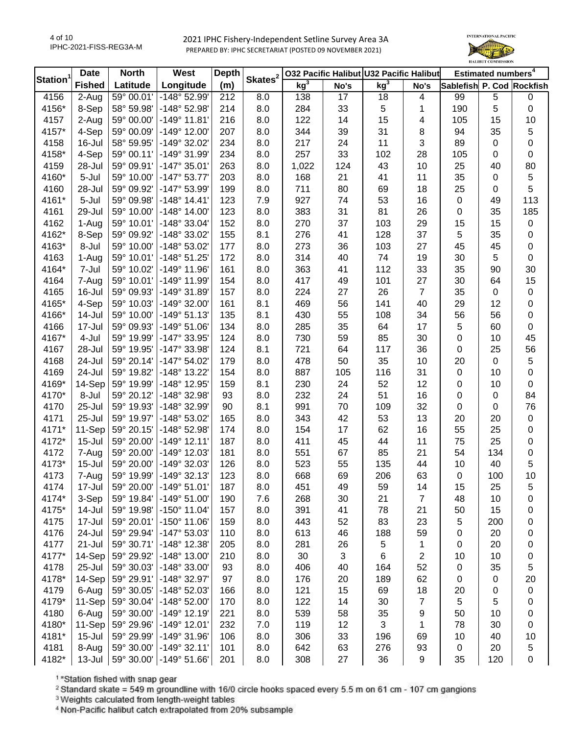# 2021 IPHC Fishery-Independent Setline Survey Area 3A

PREPARED BY: IPHC SECRETARIAT (POSTED 09 NOVEMBER 2021)

| Station[1] | Date Fished | North Latitude | West Longitude | Depth (m) | Skates[2] | O32 Pacific Halibut kg[3] | O32 Pacific Halibut No's | U32 Pacific Halibut kg[3] | U32 Pacific Halibut No's | Estimated numbers[4] Sablefish | Estimated numbers[4] P. Cod | Estimated numbers[4] Rockfish |
|---|---|---|---|---|---|---|---|---|---|---|---|---|
| 4156 | 2-Aug | 59° 00.01' | -148° 52.99' | 212 | 8.0 | 138 | 17 | 18 | 4 | 99 | 5 | 0 |
| 4156* | 8-Sep | 58° 59.98' | -148° 52.98' | 214 | 8.0 | 284 | 33 | 5 | 1 | 190 | 5 | 0 |
| 4157 | 2-Aug | 59° 00.00' | -149° 11.81' | 216 | 8.0 | 122 | 14 | 15 | 4 | 105 | 15 | 10 |
| 4157* | 4-Sep | 59° 00.09' | -149° 12.00' | 207 | 8.0 | 344 | 39 | 31 | 8 | 94 | 35 | 5 |
| 4158 | 16-Jul | 58° 59.95' | -149° 32.02' | 234 | 8.0 | 217 | 24 | 11 | 3 | 89 | 0 | 0 |
| 4158* | 4-Sep | 59° 00.11' | -149° 31.99' | 234 | 8.0 | 257 | 33 | 102 | 28 | 105 | 0 | 0 |
| 4159 | 28-Jul | 59° 09.91' | -147° 35.01' | 263 | 8.0 | 1,022 | 124 | 43 | 10 | 25 | 40 | 80 |
| 4160* | 5-Jul | 59° 10.00' | -147° 53.77' | 203 | 8.0 | 168 | 21 | 41 | 11 | 35 | 0 | 5 |
| 4160 | 28-Jul | 59° 09.92' | -147° 53.99' | 199 | 8.0 | 711 | 80 | 69 | 18 | 25 | 0 | 5 |
| 4161* | 5-Jul | 59° 09.98' | -148° 14.41' | 123 | 7.9 | 927 | 74 | 53 | 16 | 0 | 49 | 113 |
| 4161 | 29-Jul | 59° 10.00' | -148° 14.00' | 123 | 8.0 | 383 | 31 | 81 | 26 | 0 | 35 | 185 |
| 4162 | 1-Aug | 59° 10.01' | -148° 33.04' | 152 | 8.0 | 270 | 37 | 103 | 29 | 15 | 15 | 0 |
| 4162* | 8-Sep | 59° 09.92' | -148° 33.02' | 155 | 8.1 | 276 | 41 | 128 | 37 | 5 | 35 | 0 |
| 4163* | 8-Jul | 59° 10.00' | -148° 53.02' | 177 | 8.0 | 273 | 36 | 103 | 27 | 45 | 45 | 0 |
| 4163 | 1-Aug | 59° 10.01' | -148° 51.25' | 172 | 8.0 | 314 | 40 | 74 | 19 | 30 | 5 | 0 |
| 4164* | 7-Jul | 59° 10.02' | -149° 11.96' | 161 | 8.0 | 363 | 41 | 112 | 33 | 35 | 90 | 30 |
| 4164 | 7-Aug | 59° 10.01' | -149° 11.99' | 154 | 8.0 | 417 | 49 | 101 | 27 | 30 | 64 | 15 |
| 4165 | 16-Jul | 59° 09.93' | -149° 31.89' | 157 | 8.0 | 224 | 27 | 26 | 7 | 35 | 0 | 0 |
| 4165* | 4-Sep | 59° 10.03' | -149° 32.00' | 161 | 8.1 | 469 | 56 | 141 | 40 | 29 | 12 | 0 |
| 4166* | 14-Jul | 59° 10.00' | -149° 51.13' | 135 | 8.1 | 430 | 55 | 108 | 34 | 56 | 56 | 0 |
| 4166 | 17-Jul | 59° 09.93' | -149° 51.06' | 134 | 8.0 | 285 | 35 | 64 | 17 | 5 | 60 | 0 |
| 4167* | 4-Jul | 59° 19.99' | -147° 33.95' | 124 | 8.0 | 730 | 59 | 85 | 30 | 0 | 10 | 45 |
| 4167 | 28-Jul | 59° 19.95' | -147° 33.98' | 124 | 8.1 | 721 | 64 | 117 | 36 | 0 | 25 | 56 |
| 4168 | 24-Jul | 59° 20.14' | -147° 54.02' | 179 | 8.0 | 478 | 50 | 35 | 10 | 20 | 0 | 5 |
| 4169 | 24-Jul | 59° 19.82' | -148° 13.22' | 154 | 8.0 | 887 | 105 | 116 | 31 | 0 | 10 | 0 |
| 4169* | 14-Sep | 59° 19.99' | -148° 12.95' | 159 | 8.1 | 230 | 24 | 52 | 12 | 0 | 10 | 0 |
| 4170* | 8-Jul | 59° 20.12' | -148° 32.98' | 93 | 8.0 | 232 | 24 | 51 | 16 | 0 | 0 | 84 |
| 4170 | 25-Jul | 59° 19.93' | -148° 32.99' | 90 | 8.1 | 991 | 70 | 109 | 32 | 0 | 0 | 76 |
| 4171 | 25-Jul | 59° 19.97' | -148° 53.02' | 165 | 8.0 | 343 | 42 | 53 | 13 | 20 | 20 | 0 |
| 4171* | 11-Sep | 59° 20.15' | -148° 52.98' | 174 | 8.0 | 154 | 17 | 62 | 16 | 55 | 25 | 0 |
| 4172* | 15-Jul | 59° 20.00' | -149° 12.11' | 187 | 8.0 | 411 | 45 | 44 | 11 | 75 | 25 | 0 |
| 4172 | 7-Aug | 59° 20.00' | -149° 12.03' | 181 | 8.0 | 551 | 67 | 85 | 21 | 54 | 134 | 0 |
| 4173* | 15-Jul | 59° 20.00' | -149° 32.03' | 126 | 8.0 | 523 | 55 | 135 | 44 | 10 | 40 | 5 |
| 4173 | 7-Aug | 59° 19.99' | -149° 32.13' | 123 | 8.0 | 668 | 69 | 206 | 63 | 0 | 100 | 10 |
| 4174 | 17-Jul | 59° 20.00' | -149° 51.01' | 187 | 8.0 | 451 | 49 | 59 | 14 | 15 | 25 | 5 |
| 4174* | 3-Sep | 59° 19.84' | -149° 51.00' | 190 | 7.6 | 268 | 30 | 21 | 7 | 48 | 10 | 0 |
| 4175* | 14-Jul | 59° 19.98' | -150° 11.04' | 157 | 8.0 | 391 | 41 | 78 | 21 | 50 | 15 | 0 |
| 4175 | 17-Jul | 59° 20.01' | -150° 11.06' | 159 | 8.0 | 443 | 52 | 83 | 23 | 5 | 200 | 0 |
| 4176 | 24-Jul | 59° 29.94' | -147° 53.03' | 110 | 8.0 | 613 | 46 | 188 | 59 | 0 | 20 | 0 |
| 4177 | 21-Jul | 59° 30.71' | -148° 12.38' | 205 | 8.0 | 281 | 26 | 5 | 1 | 0 | 20 | 0 |
| 4177* | 14-Sep | 59° 29.92' | -148° 13.00' | 210 | 8.0 | 30 | 3 | 6 | 2 | 10 | 10 | 0 |
| 4178 | 25-Jul | 59° 30.03' | -148° 33.00' | 93 | 8.0 | 406 | 40 | 164 | 52 | 0 | 35 | 5 |
| 4178* | 14-Sep | 59° 29.91' | -148° 32.97' | 97 | 8.0 | 176 | 20 | 189 | 62 | 0 | 0 | 20 |
| 4179 | 6-Aug | 59° 30.05' | -148° 52.03' | 166 | 8.0 | 121 | 15 | 69 | 18 | 20 | 0 | 0 |
| 4179* | 11-Sep | 59° 30.04' | -148° 52.00' | 170 | 8.0 | 122 | 14 | 30 | 7 | 5 | 5 | 0 |
| 4180 | 6-Aug | 59° 30.00' | -149° 12.19' | 221 | 8.0 | 539 | 58 | 35 | 9 | 50 | 10 | 0 |
| 4180* | 11-Sep | 59° 29.96' | -149° 12.01' | 232 | 7.0 | 119 | 12 | 3 | 1 | 78 | 30 | 0 |
| 4181* | 15-Jul | 59° 29.99' | -149° 31.96' | 106 | 8.0 | 306 | 33 | 196 | 69 | 10 | 40 | 10 |
| 4181 | 8-Aug | 59° 30.00' | -149° 32.11' | 101 | 8.0 | 642 | 63 | 276 | 93 | 0 | 20 | 5 |
| 4182* | 13-Jul | 59° 30.00' | -149° 51.66' | 201 | 8.0 | 308 | 27 | 36 | 9 | 35 | 120 | 0 |

[1] *Station fished with snap gear

[2] Standard skate = 549 m groundline with 16/0 circle hooks spaced every 5.5 m on 61 cm - 107 cm gangions

[3] Weights calculated from length-weight tables

[4] Non-Pacific halibut catch extrapolated from 20% subsample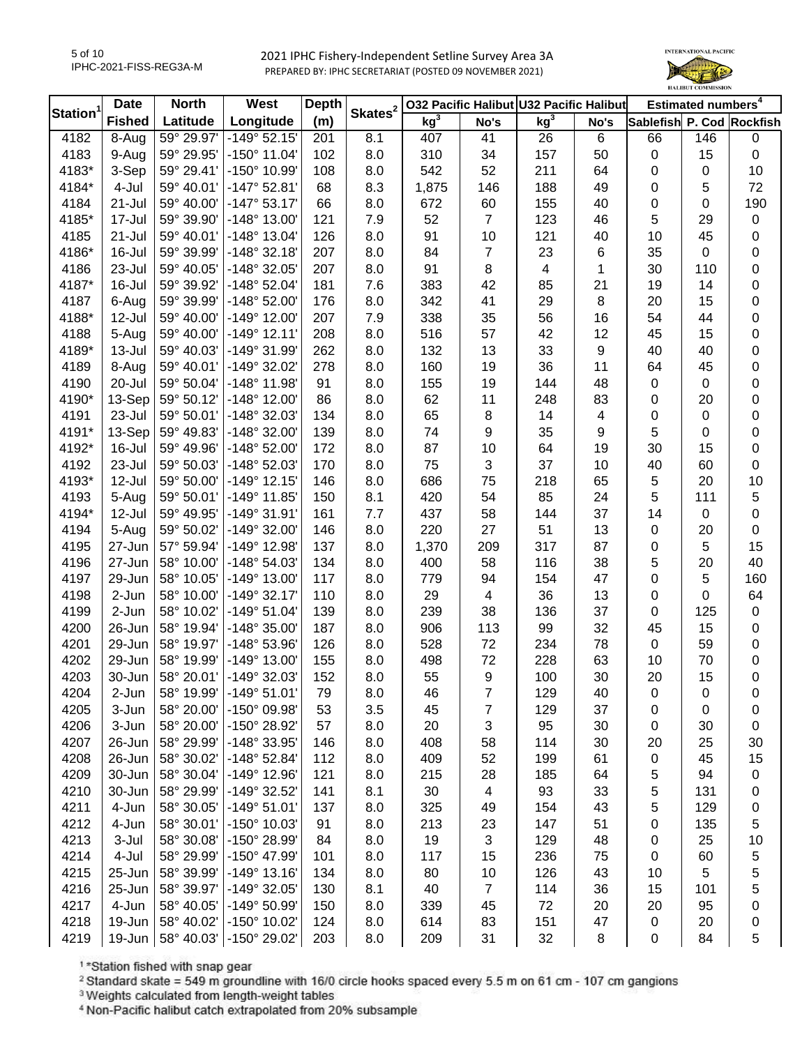## 2021 IPHC Fishery-Independent Setline Survey Area 3A

PREPARED BY: IPHC SECRETARIAT (POSTED 09 NOVEMBER 2021)

| Station[1] | Date Fished | North Latitude | West Longitude | Depth (m) | Skates[2] | O32 Pacific Halibut kg[3] | O32 Pacific Halibut No's | U32 Pacific Halibut kg[3] | U32 Pacific Halibut No's | Estimated numbers[4] Sablefish | Estimated numbers[4] P. Cod | Estimated numbers[4] Rockfish |
|---|---|---|---|---|---|---|---|---|---|---|---|---|
| 4182 | 8-Aug | 59° 29.97' | -149° 52.15' | 201 | 8.1 | 407 | 41 | 26 | 6 | 66 | 146 | 0 |
| 4183 | 9-Aug | 59° 29.95' | -150° 11.04' | 102 | 8.0 | 310 | 34 | 157 | 50 | 0 | 15 | 0 |
| 4183* | 3-Sep | 59° 29.41' | -150° 10.99' | 108 | 8.0 | 542 | 52 | 211 | 64 | 0 | 0 | 10 |
| 4184* | 4-Jul | 59° 40.01' | -147° 52.81' | 68 | 8.3 | 1,875 | 146 | 188 | 49 | 0 | 5 | 72 |
| 4184 | 21-Jul | 59° 40.00' | -147° 53.17' | 66 | 8.0 | 672 | 60 | 155 | 40 | 0 | 0 | 190 |
| 4185* | 17-Jul | 59° 39.90' | -148° 13.00' | 121 | 7.9 | 52 | 7 | 123 | 46 | 5 | 29 | 0 |
| 4185 | 21-Jul | 59° 40.01' | -148° 13.04' | 126 | 8.0 | 91 | 10 | 121 | 40 | 10 | 45 | 0 |
| 4186* | 16-Jul | 59° 39.99' | -148° 32.18' | 207 | 8.0 | 84 | 7 | 23 | 6 | 35 | 0 | 0 |
| 4186 | 23-Jul | 59° 40.05' | -148° 32.05' | 207 | 8.0 | 91 | 8 | 4 | 1 | 30 | 110 | 0 |
| 4187* | 16-Jul | 59° 39.92' | -148° 52.04' | 181 | 7.6 | 383 | 42 | 85 | 21 | 19 | 14 | 0 |
| 4187 | 6-Aug | 59° 39.99' | -148° 52.00' | 176 | 8.0 | 342 | 41 | 29 | 8 | 20 | 15 | 0 |
| 4188* | 12-Jul | 59° 40.00' | -149° 12.00' | 207 | 7.9 | 338 | 35 | 56 | 16 | 54 | 44 | 0 |
| 4188 | 5-Aug | 59° 40.00' | -149° 12.11' | 208 | 8.0 | 516 | 57 | 42 | 12 | 45 | 15 | 0 |
| 4189* | 13-Jul | 59° 40.03' | -149° 31.99' | 262 | 8.0 | 132 | 13 | 33 | 9 | 40 | 40 | 0 |
| 4189 | 8-Aug | 59° 40.01' | -149° 32.02' | 278 | 8.0 | 160 | 19 | 36 | 11 | 64 | 45 | 0 |
| 4190 | 20-Jul | 59° 50.04' | -148° 11.98' | 91 | 8.0 | 155 | 19 | 144 | 48 | 0 | 0 | 0 |
| 4190* | 13-Sep | 59° 50.12' | -148° 12.00' | 86 | 8.0 | 62 | 11 | 248 | 83 | 0 | 20 | 0 |
| 4191 | 23-Jul | 59° 50.01' | -148° 32.03' | 134 | 8.0 | 65 | 8 | 14 | 4 | 0 | 0 | 0 |
| 4191* | 13-Sep | 59° 49.83' | -148° 32.00' | 139 | 8.0 | 74 | 9 | 35 | 9 | 5 | 0 | 0 |
| 4192* | 16-Jul | 59° 49.96' | -148° 52.00' | 172 | 8.0 | 87 | 10 | 64 | 19 | 30 | 15 | 0 |
| 4192 | 23-Jul | 59° 50.03' | -148° 52.03' | 170 | 8.0 | 75 | 3 | 37 | 10 | 40 | 60 | 0 |
| 4193* | 12-Jul | 59° 50.00' | -149° 12.15' | 146 | 8.0 | 686 | 75 | 218 | 65 | 5 | 20 | 10 |
| 4193 | 5-Aug | 59° 50.01' | -149° 11.85' | 150 | 8.1 | 420 | 54 | 85 | 24 | 5 | 111 | 5 |
| 4194* | 12-Jul | 59° 49.95' | -149° 31.91' | 161 | 7.7 | 437 | 58 | 144 | 37 | 14 | 0 | 0 |
| 4194 | 5-Aug | 59° 50.02' | -149° 32.00' | 146 | 8.0 | 220 | 27 | 51 | 13 | 0 | 20 | 0 |
| 4195 | 27-Jun | 57° 59.94' | -149° 12.98' | 137 | 8.0 | 1,370 | 209 | 317 | 87 | 0 | 5 | 15 |
| 4196 | 27-Jun | 58° 10.00' | -148° 54.03' | 134 | 8.0 | 400 | 58 | 116 | 38 | 5 | 20 | 40 |
| 4197 | 29-Jun | 58° 10.05' | -149° 13.00' | 117 | 8.0 | 779 | 94 | 154 | 47 | 0 | 5 | 160 |
| 4198 | 2-Jun | 58° 10.00' | -149° 32.17' | 110 | 8.0 | 29 | 4 | 36 | 13 | 0 | 0 | 64 |
| 4199 | 2-Jun | 58° 10.02' | -149° 51.04' | 139 | 8.0 | 239 | 38 | 136 | 37 | 0 | 125 | 0 |
| 4200 | 26-Jun | 58° 19.94' | -148° 35.00' | 187 | 8.0 | 906 | 113 | 99 | 32 | 45 | 15 | 0 |
| 4201 | 29-Jun | 58° 19.97' | -148° 53.96' | 126 | 8.0 | 528 | 72 | 234 | 78 | 0 | 59 | 0 |
| 4202 | 29-Jun | 58° 19.99' | -149° 13.00' | 155 | 8.0 | 498 | 72 | 228 | 63 | 10 | 70 | 0 |
| 4203 | 30-Jun | 58° 20.01' | -149° 32.03' | 152 | 8.0 | 55 | 9 | 100 | 30 | 20 | 15 | 0 |
| 4204 | 2-Jun | 58° 19.99' | -149° 51.01' | 79 | 8.0 | 46 | 7 | 129 | 40 | 0 | 0 | 0 |
| 4205 | 3-Jun | 58° 20.00' | -150° 09.98' | 53 | 3.5 | 45 | 7 | 129 | 37 | 0 | 0 | 0 |
| 4206 | 3-Jun | 58° 20.00' | -150° 28.92' | 57 | 8.0 | 20 | 3 | 95 | 30 | 0 | 30 | 0 |
| 4207 | 26-Jun | 58° 29.99' | -148° 33.95' | 146 | 8.0 | 408 | 58 | 114 | 30 | 20 | 25 | 30 |
| 4208 | 26-Jun | 58° 30.02' | -148° 52.84' | 112 | 8.0 | 409 | 52 | 199 | 61 | 0 | 45 | 15 |
| 4209 | 30-Jun | 58° 30.04' | -149° 12.96' | 121 | 8.0 | 215 | 28 | 185 | 64 | 5 | 94 | 0 |
| 4210 | 30-Jun | 58° 29.99' | -149° 32.52' | 141 | 8.1 | 30 | 4 | 93 | 33 | 5 | 131 | 0 |
| 4211 | 4-Jun | 58° 30.05' | -149° 51.01' | 137 | 8.0 | 325 | 49 | 154 | 43 | 5 | 129 | 0 |
| 4212 | 4-Jun | 58° 30.01' | -150° 10.03' | 91 | 8.0 | 213 | 23 | 147 | 51 | 0 | 135 | 5 |
| 4213 | 3-Jul | 58° 30.08' | -150° 28.99' | 84 | 8.0 | 19 | 3 | 129 | 48 | 0 | 25 | 10 |
| 4214 | 4-Jul | 58° 29.99' | -150° 47.99' | 101 | 8.0 | 117 | 15 | 236 | 75 | 0 | 60 | 5 |
| 4215 | 25-Jun | 58° 39.99' | -149° 13.16' | 134 | 8.0 | 80 | 10 | 126 | 43 | 10 | 5 | 5 |
| 4216 | 25-Jun | 58° 39.97' | -149° 32.05' | 130 | 8.1 | 40 | 7 | 114 | 36 | 15 | 101 | 5 |
| 4217 | 4-Jun | 58° 40.05' | -149° 50.99' | 150 | 8.0 | 339 | 45 | 72 | 20 | 20 | 95 | 0 |
| 4218 | 19-Jun | 58° 40.02' | -150° 10.02' | 124 | 8.0 | 614 | 83 | 151 | 47 | 0 | 20 | 0 |
| 4219 | 19-Jun | 58° 40.03' | -150° 29.02' | 203 | 8.0 | 209 | 31 | 32 | 8 | 0 | 84 | 5 |

[1] *Station fished with snap gear

[2] Standard skate = 549 m groundline with 16/0 circle hooks spaced every 5.5 m on 61 cm - 107 cm gangions

[3] Weights calculated from length-weight tables

[4] Non-Pacific halibut catch extrapolated from 20% subsample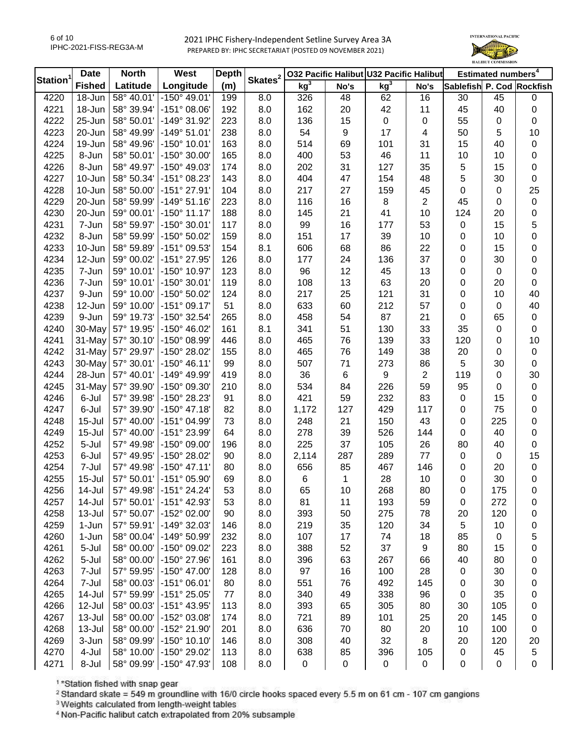# 2021 IPHC Fishery-Independent Setline Survey Area 3A

PREPARED BY: IPHC SECRETARIAT (POSTED 09 NOVEMBER 2021)

| Station[1] | Date Fished | North Latitude | West Longitude | Depth (m) | Skates[2] | O32 Pacific Halibut kg[3] | O32 Pacific Halibut No's | U32 Pacific Halibut kg[3] | U32 Pacific Halibut No's | Estimated numbers[4] Sablefish | Estimated numbers[4] P. Cod | Estimated numbers[4] Rockfish |
|---|---|---|---|---|---|---|---|---|---|---|---|---|
| 4220 | 18-Jun | 58° 40.01' | -150° 49.01' | 199 | 8.0 | 326 | 48 | 62 | 16 | 30 | 45 | 0 |
| 4221 | 18-Jun | 58° 39.94' | -151° 08.06' | 192 | 8.0 | 162 | 20 | 42 | 11 | 45 | 40 | 0 |
| 4222 | 25-Jun | 58° 50.01' | -149° 31.92' | 223 | 8.0 | 136 | 15 | 0 | 0 | 55 | 0 | 0 |
| 4223 | 20-Jun | 58° 49.99' | -149° 51.01' | 238 | 8.0 | 54 | 9 | 17 | 4 | 50 | 5 | 10 |
| 4224 | 19-Jun | 58° 49.96' | -150° 10.01' | 163 | 8.0 | 514 | 69 | 101 | 31 | 15 | 40 | 0 |
| 4225 | 8-Jun | 58° 50.01' | -150° 30.00' | 165 | 8.0 | 400 | 53 | 46 | 11 | 10 | 10 | 0 |
| 4226 | 8-Jun | 58° 49.97' | -150° 49.03' | 174 | 8.0 | 202 | 31 | 127 | 35 | 5 | 15 | 0 |
| 4227 | 10-Jun | 58° 50.34' | -151° 08.23' | 143 | 8.0 | 404 | 47 | 154 | 48 | 5 | 30 | 0 |
| 4228 | 10-Jun | 58° 50.00' | -151° 27.91' | 104 | 8.0 | 217 | 27 | 159 | 45 | 0 | 0 | 25 |
| 4229 | 20-Jun | 58° 59.99' | -149° 51.16' | 223 | 8.0 | 116 | 16 | 8 | 2 | 45 | 0 | 0 |
| 4230 | 20-Jun | 59° 00.01' | -150° 11.17' | 188 | 8.0 | 145 | 21 | 41 | 10 | 124 | 20 | 0 |
| 4231 | 7-Jun | 58° 59.97' | -150° 30.01' | 117 | 8.0 | 99 | 16 | 177 | 53 | 0 | 15 | 5 |
| 4232 | 8-Jun | 58° 59.99' | -150° 50.02' | 159 | 8.0 | 151 | 17 | 39 | 10 | 0 | 10 | 0 |
| 4233 | 10-Jun | 58° 59.89' | -151° 09.53' | 154 | 8.1 | 606 | 68 | 86 | 22 | 0 | 15 | 0 |
| 4234 | 12-Jun | 59° 00.02' | -151° 27.95' | 126 | 8.0 | 177 | 24 | 136 | 37 | 0 | 30 | 0 |
| 4235 | 7-Jun | 59° 10.01' | -150° 10.97' | 123 | 8.0 | 96 | 12 | 45 | 13 | 0 | 0 | 0 |
| 4236 | 7-Jun | 59° 10.01' | -150° 30.01' | 119 | 8.0 | 108 | 13 | 63 | 20 | 0 | 20 | 0 |
| 4237 | 9-Jun | 59° 10.00' | -150° 50.02' | 124 | 8.0 | 217 | 25 | 121 | 31 | 0 | 10 | 40 |
| 4238 | 12-Jun | 59° 10.00' | -151° 09.17' | 51 | 8.0 | 633 | 60 | 212 | 57 | 0 | 0 | 40 |
| 4239 | 9-Jun | 59° 19.73' | -150° 32.54' | 265 | 8.0 | 458 | 54 | 87 | 21 | 0 | 65 | 0 |
| 4240 | 30-May | 57° 19.95' | -150° 46.02' | 161 | 8.1 | 341 | 51 | 130 | 33 | 35 | 0 | 0 |
| 4241 | 31-May | 57° 30.10' | -150° 08.99' | 446 | 8.0 | 465 | 76 | 139 | 33 | 120 | 0 | 10 |
| 4242 | 31-May | 57° 29.97' | -150° 28.02' | 155 | 8.0 | 465 | 76 | 149 | 38 | 20 | 0 | 0 |
| 4243 | 30-May | 57° 30.01' | -150° 46.11' | 99 | 8.0 | 507 | 71 | 273 | 86 | 5 | 30 | 0 |
| 4244 | 28-Jun | 57° 40.01' | -149° 49.99' | 419 | 8.0 | 36 | 6 | 9 | 2 | 119 | 0 | 30 |
| 4245 | 31-May | 57° 39.90' | -150° 09.30' | 210 | 8.0 | 534 | 84 | 226 | 59 | 95 | 0 | 0 |
| 4246 | 6-Jul | 57° 39.98' | -150° 28.23' | 91 | 8.0 | 421 | 59 | 232 | 83 | 0 | 15 | 0 |
| 4247 | 6-Jul | 57° 39.90' | -150° 47.18' | 82 | 8.0 | 1,172 | 127 | 429 | 117 | 0 | 75 | 0 |
| 4248 | 15-Jul | 57° 40.00' | -151° 04.99' | 73 | 8.0 | 248 | 21 | 150 | 43 | 0 | 225 | 0 |
| 4249 | 15-Jul | 57° 40.00' | -151° 23.99' | 64 | 8.0 | 278 | 39 | 526 | 144 | 0 | 40 | 0 |
| 4252 | 5-Jul | 57° 49.98' | -150° 09.00' | 196 | 8.0 | 225 | 37 | 105 | 26 | 80 | 40 | 0 |
| 4253 | 6-Jul | 57° 49.95' | -150° 28.02' | 90 | 8.0 | 2,114 | 287 | 289 | 77 | 0 | 0 | 15 |
| 4254 | 7-Jul | 57° 49.98' | -150° 47.11' | 80 | 8.0 | 656 | 85 | 467 | 146 | 0 | 20 | 0 |
| 4255 | 15-Jul | 57° 50.01' | -151° 05.90' | 69 | 8.0 | 6 | 1 | 28 | 10 | 0 | 30 | 0 |
| 4256 | 14-Jul | 57° 49.98' | -151° 24.24' | 53 | 8.0 | 65 | 10 | 268 | 80 | 0 | 175 | 0 |
| 4257 | 14-Jul | 57° 50.01' | -151° 42.93' | 53 | 8.0 | 81 | 11 | 193 | 59 | 0 | 272 | 0 |
| 4258 | 13-Jul | 57° 50.07' | -152° 02.00' | 90 | 8.0 | 393 | 50 | 275 | 78 | 20 | 120 | 0 |
| 4259 | 1-Jun | 57° 59.91' | -149° 32.03' | 146 | 8.0 | 219 | 35 | 120 | 34 | 5 | 10 | 0 |
| 4260 | 1-Jun | 58° 00.04' | -149° 50.99' | 232 | 8.0 | 107 | 17 | 74 | 18 | 85 | 0 | 5 |
| 4261 | 5-Jul | 58° 00.00' | -150° 09.02' | 223 | 8.0 | 388 | 52 | 37 | 9 | 80 | 15 | 0 |
| 4262 | 5-Jul | 58° 00.00' | -150° 27.96' | 161 | 8.0 | 396 | 63 | 267 | 66 | 40 | 80 | 0 |
| 4263 | 7-Jul | 57° 59.95' | -150° 47.00' | 128 | 8.0 | 97 | 16 | 100 | 28 | 0 | 30 | 0 |
| 4264 | 7-Jul | 58° 00.03' | -151° 06.01' | 80 | 8.0 | 551 | 76 | 492 | 145 | 0 | 30 | 0 |
| 4265 | 14-Jul | 57° 59.99' | -151° 25.05' | 77 | 8.0 | 340 | 49 | 338 | 96 | 0 | 35 | 0 |
| 4266 | 12-Jul | 58° 00.03' | -151° 43.95' | 113 | 8.0 | 393 | 65 | 305 | 80 | 30 | 105 | 0 |
| 4267 | 13-Jul | 58° 00.00' | -152° 03.08' | 174 | 8.0 | 721 | 89 | 101 | 25 | 20 | 145 | 0 |
| 4268 | 13-Jul | 58° 00.00' | -152° 21.90' | 201 | 8.0 | 636 | 70 | 80 | 20 | 10 | 100 | 0 |
| 4269 | 3-Jun | 58° 09.99' | -150° 10.10' | 146 | 8.0 | 308 | 40 | 32 | 8 | 20 | 120 | 20 |
| 4270 | 4-Jul | 58° 10.00' | -150° 29.02' | 113 | 8.0 | 638 | 85 | 396 | 105 | 0 | 45 | 5 |
| 4271 | 8-Jul | 58° 09.99' | -150° 47.93' | 108 | 8.0 | 0 | 0 | 0 | 0 | 0 | 0 | 0 |

[1] *Station fished with snap gear

[2] Standard skate = 549 m groundline with 16/0 circle hooks spaced every 5.5 m on 61 cm - 107 cm gangions

[3] Weights calculated from length-weight tables

[4] Non-Pacific halibut catch extrapolated from 20% subsample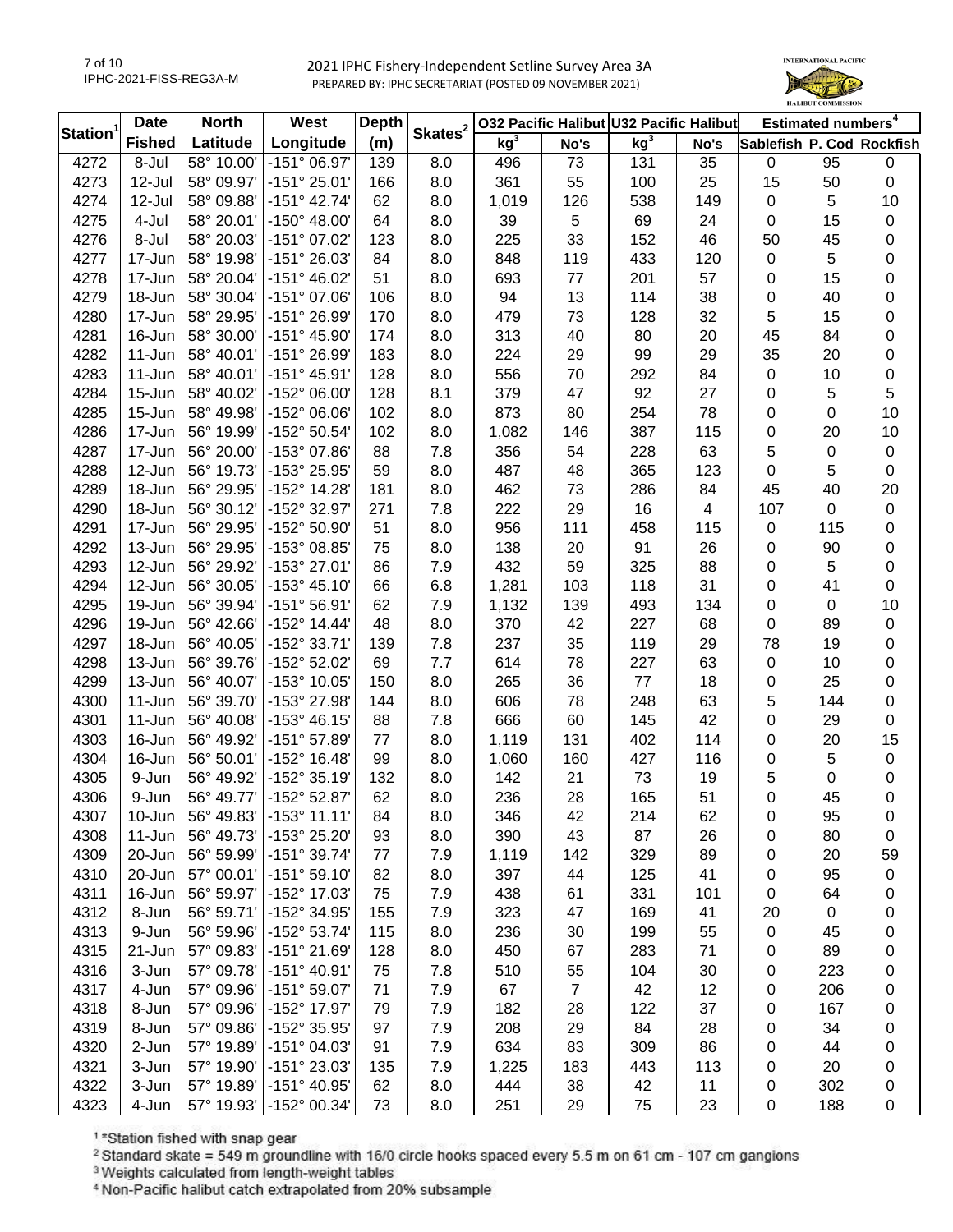## 2021 IPHC Fishery-Independent Setline Survey Area 3A

PREPARED BY: IPHC SECRETARIAT (POSTED 09 NOVEMBER 2021)

| Station[1] | Date Fished | North Latitude | West Longitude | Depth (m) | Skates[2] | O32 Pacific Halibut kg[3] | O32 Pacific Halibut No's | U32 Pacific Halibut kg[3] | U32 Pacific Halibut No's | Estimated numbers[4] Sablefish | Estimated numbers[4] P. Cod | Estimated numbers[4] Rockfish |
|---|---|---|---|---|---|---|---|---|---|---|---|---|
| 4272 | 8-Jul | 58° 10.00' | -151° 06.97' | 139 | 8.0 | 496 | 73 | 131 | 35 | 0 | 95 | 0 |
| 4273 | 12-Jul | 58° 09.97' | -151° 25.01' | 166 | 8.0 | 361 | 55 | 100 | 25 | 15 | 50 | 0 |
| 4274 | 12-Jul | 58° 09.88' | -151° 42.74' | 62 | 8.0 | 1,019 | 126 | 538 | 149 | 0 | 5 | 10 |
| 4275 | 4-Jul | 58° 20.01' | -150° 48.00' | 64 | 8.0 | 39 | 5 | 69 | 24 | 0 | 15 | 0 |
| 4276 | 8-Jul | 58° 20.03' | -151° 07.02' | 123 | 8.0 | 225 | 33 | 152 | 46 | 50 | 45 | 0 |
| 4277 | 17-Jun | 58° 19.98' | -151° 26.03' | 84 | 8.0 | 848 | 119 | 433 | 120 | 0 | 5 | 0 |
| 4278 | 17-Jun | 58° 20.04' | -151° 46.02' | 51 | 8.0 | 693 | 77 | 201 | 57 | 0 | 15 | 0 |
| 4279 | 18-Jun | 58° 30.04' | -151° 07.06' | 106 | 8.0 | 94 | 13 | 114 | 38 | 0 | 40 | 0 |
| 4280 | 17-Jun | 58° 29.95' | -151° 26.99' | 170 | 8.0 | 479 | 73 | 128 | 32 | 5 | 15 | 0 |
| 4281 | 16-Jun | 58° 30.00' | -151° 45.90' | 174 | 8.0 | 313 | 40 | 80 | 20 | 45 | 84 | 0 |
| 4282 | 11-Jun | 58° 40.01' | -151° 26.99' | 183 | 8.0 | 224 | 29 | 99 | 29 | 35 | 20 | 0 |
| 4283 | 11-Jun | 58° 40.01' | -151° 45.91' | 128 | 8.0 | 556 | 70 | 292 | 84 | 0 | 10 | 0 |
| 4284 | 15-Jun | 58° 40.02' | -152° 06.00' | 128 | 8.1 | 379 | 47 | 92 | 27 | 0 | 5 | 5 |
| 4285 | 15-Jun | 58° 49.98' | -152° 06.06' | 102 | 8.0 | 873 | 80 | 254 | 78 | 0 | 0 | 10 |
| 4286 | 17-Jun | 56° 19.99' | -152° 50.54' | 102 | 8.0 | 1,082 | 146 | 387 | 115 | 0 | 20 | 10 |
| 4287 | 17-Jun | 56° 20.00' | -153° 07.86' | 88 | 7.8 | 356 | 54 | 228 | 63 | 5 | 0 | 0 |
| 4288 | 12-Jun | 56° 19.73' | -153° 25.95' | 59 | 8.0 | 487 | 48 | 365 | 123 | 0 | 5 | 0 |
| 4289 | 18-Jun | 56° 29.95' | -152° 14.28' | 181 | 8.0 | 462 | 73 | 286 | 84 | 45 | 40 | 20 |
| 4290 | 18-Jun | 56° 30.12' | -152° 32.97' | 271 | 7.8 | 222 | 29 | 16 | 4 | 107 | 0 | 0 |
| 4291 | 17-Jun | 56° 29.95' | -152° 50.90' | 51 | 8.0 | 956 | 111 | 458 | 115 | 0 | 115 | 0 |
| 4292 | 13-Jun | 56° 29.95' | -153° 08.85' | 75 | 8.0 | 138 | 20 | 91 | 26 | 0 | 90 | 0 |
| 4293 | 12-Jun | 56° 29.92' | -153° 27.01' | 86 | 7.9 | 432 | 59 | 325 | 88 | 0 | 5 | 0 |
| 4294 | 12-Jun | 56° 30.05' | -153° 45.10' | 66 | 6.8 | 1,281 | 103 | 118 | 31 | 0 | 41 | 0 |
| 4295 | 19-Jun | 56° 39.94' | -151° 56.91' | 62 | 7.9 | 1,132 | 139 | 493 | 134 | 0 | 0 | 10 |
| 4296 | 19-Jun | 56° 42.66' | -152° 14.44' | 48 | 8.0 | 370 | 42 | 227 | 68 | 0 | 89 | 0 |
| 4297 | 18-Jun | 56° 40.05' | -152° 33.71' | 139 | 7.8 | 237 | 35 | 119 | 29 | 78 | 19 | 0 |
| 4298 | 13-Jun | 56° 39.76' | -152° 52.02' | 69 | 7.7 | 614 | 78 | 227 | 63 | 0 | 10 | 0 |
| 4299 | 13-Jun | 56° 40.07' | -153° 10.05' | 150 | 8.0 | 265 | 36 | 77 | 18 | 0 | 25 | 0 |
| 4300 | 11-Jun | 56° 39.70' | -153° 27.98' | 144 | 8.0 | 606 | 78 | 248 | 63 | 5 | 144 | 0 |
| 4301 | 11-Jun | 56° 40.08' | -153° 46.15' | 88 | 7.8 | 666 | 60 | 145 | 42 | 0 | 29 | 0 |
| 4303 | 16-Jun | 56° 49.92' | -151° 57.89' | 77 | 8.0 | 1,119 | 131 | 402 | 114 | 0 | 20 | 15 |
| 4304 | 16-Jun | 56° 50.01' | -152° 16.48' | 99 | 8.0 | 1,060 | 160 | 427 | 116 | 0 | 5 | 0 |
| 4305 | 9-Jun | 56° 49.92' | -152° 35.19' | 132 | 8.0 | 142 | 21 | 73 | 19 | 5 | 0 | 0 |
| 4306 | 9-Jun | 56° 49.77' | -152° 52.87' | 62 | 8.0 | 236 | 28 | 165 | 51 | 0 | 45 | 0 |
| 4307 | 10-Jun | 56° 49.83' | -153° 11.11' | 84 | 8.0 | 346 | 42 | 214 | 62 | 0 | 95 | 0 |
| 4308 | 11-Jun | 56° 49.73' | -153° 25.20' | 93 | 8.0 | 390 | 43 | 87 | 26 | 0 | 80 | 0 |
| 4309 | 20-Jun | 56° 59.99' | -151° 39.74' | 77 | 7.9 | 1,119 | 142 | 329 | 89 | 0 | 20 | 59 |
| 4310 | 20-Jun | 57° 00.01' | -151° 59.10' | 82 | 8.0 | 397 | 44 | 125 | 41 | 0 | 95 | 0 |
| 4311 | 16-Jun | 56° 59.97' | -152° 17.03' | 75 | 7.9 | 438 | 61 | 331 | 101 | 0 | 64 | 0 |
| 4312 | 8-Jun | 56° 59.71' | -152° 34.95' | 155 | 7.9 | 323 | 47 | 169 | 41 | 20 | 0 | 0 |
| 4313 | 9-Jun | 56° 59.96' | -152° 53.74' | 115 | 8.0 | 236 | 30 | 199 | 55 | 0 | 45 | 0 |
| 4315 | 21-Jun | 57° 09.83' | -151° 21.69' | 128 | 8.0 | 450 | 67 | 283 | 71 | 0 | 89 | 0 |
| 4316 | 3-Jun | 57° 09.78' | -151° 40.91' | 75 | 7.8 | 510 | 55 | 104 | 30 | 0 | 223 | 0 |
| 4317 | 4-Jun | 57° 09.96' | -151° 59.07' | 71 | 7.9 | 67 | 7 | 42 | 12 | 0 | 206 | 0 |
| 4318 | 8-Jun | 57° 09.96' | -152° 17.97' | 79 | 7.9 | 182 | 28 | 122 | 37 | 0 | 167 | 0 |
| 4319 | 8-Jun | 57° 09.86' | -152° 35.95' | 97 | 7.9 | 208 | 29 | 84 | 28 | 0 | 34 | 0 |
| 4320 | 2-Jun | 57° 19.89' | -151° 04.03' | 91 | 7.9 | 634 | 83 | 309 | 86 | 0 | 44 | 0 |
| 4321 | 3-Jun | 57° 19.90' | -151° 23.03' | 135 | 7.9 | 1,225 | 183 | 443 | 113 | 0 | 20 | 0 |
| 4322 | 3-Jun | 57° 19.89' | -151° 40.95' | 62 | 8.0 | 444 | 38 | 42 | 11 | 0 | 302 | 0 |
| 4323 | 4-Jun | 57° 19.93' | -152° 00.34' | 73 | 8.0 | 251 | 29 | 75 | 23 | 0 | 188 | 0 |

[1] *Station fished with snap gear

[2] Standard skate = 549 m groundline with 16/0 circle hooks spaced every 5.5 m on 61 cm - 107 cm gangions

[3] Weights calculated from length-weight tables

[4] Non-Pacific halibut catch extrapolated from 20% subsample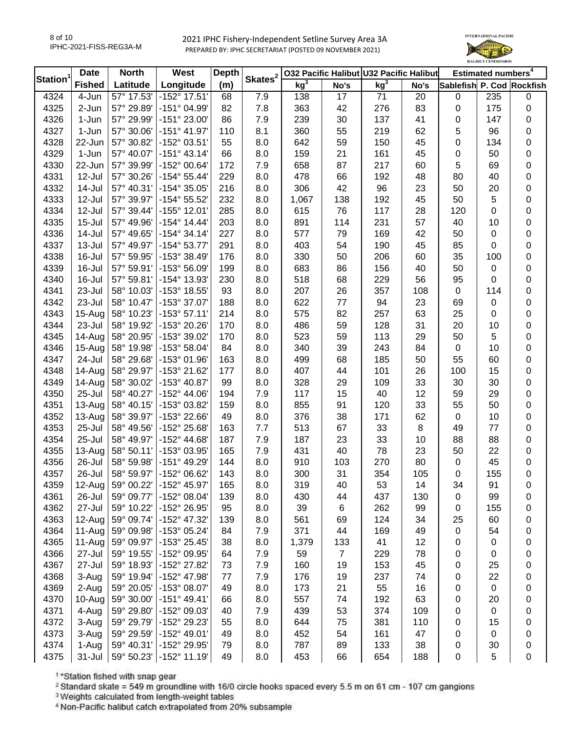# 2021 IPHC Fishery-Independent Setline Survey Area 3A

PREPARED BY: IPHC SECRETARIAT (POSTED 09 NOVEMBER 2021)

| Station[1] | Date Fished | North Latitude | West Longitude | Depth (m) | Skates[2] | O32 Pacific Halibut kg[3] | O32 Pacific Halibut No's | U32 Pacific Halibut kg[3] | U32 Pacific Halibut No's | Estimated numbers[4] Sablefish | Estimated numbers[4] P. Cod | Estimated numbers[4] Rockfish |
|---|---|---|---|---|---|---|---|---|---|---|---|---|
| 4324 | 4-Jun | 57° 17.53' | -152° 17.51' | 68 | 7.9 | 138 | 17 | 71 | 20 | 0 | 235 | 0 |
| 4325 | 2-Jun | 57° 29.89' | -151° 04.99' | 82 | 7.8 | 363 | 42 | 276 | 83 | 0 | 175 | 0 |
| 4326 | 1-Jun | 57° 29.99' | -151° 23.00' | 86 | 7.9 | 239 | 30 | 137 | 41 | 0 | 147 | 0 |
| 4327 | 1-Jun | 57° 30.06' | -151° 41.97' | 110 | 8.1 | 360 | 55 | 219 | 62 | 5 | 96 | 0 |
| 4328 | 22-Jun | 57° 30.82' | -152° 03.51' | 55 | 8.0 | 642 | 59 | 150 | 45 | 0 | 134 | 0 |
| 4329 | 1-Jun | 57° 40.07' | -151° 43.14' | 66 | 8.0 | 159 | 21 | 161 | 45 | 0 | 50 | 0 |
| 4330 | 22-Jun | 57° 39.99' | -152° 00.64' | 172 | 7.9 | 658 | 87 | 217 | 60 | 5 | 69 | 0 |
| 4331 | 12-Jul | 57° 30.26' | -154° 55.44' | 229 | 8.0 | 478 | 66 | 192 | 48 | 80 | 40 | 0 |
| 4332 | 14-Jul | 57° 40.31' | -154° 35.05' | 216 | 8.0 | 306 | 42 | 96 | 23 | 50 | 20 | 0 |
| 4333 | 12-Jul | 57° 39.97' | -154° 55.52' | 232 | 8.0 | 1,067 | 138 | 192 | 45 | 50 | 5 | 0 |
| 4334 | 12-Jul | 57° 39.44' | -155° 12.01' | 285 | 8.0 | 615 | 76 | 117 | 28 | 120 | 0 | 0 |
| 4335 | 15-Jul | 57° 49.96' | -154° 14.44' | 203 | 8.0 | 891 | 114 | 231 | 57 | 40 | 10 | 0 |
| 4336 | 14-Jul | 57° 49.65' | -154° 34.14' | 227 | 8.0 | 577 | 79 | 169 | 42 | 50 | 0 | 0 |
| 4337 | 13-Jul | 57° 49.97' | -154° 53.77' | 291 | 8.0 | 403 | 54 | 190 | 45 | 85 | 0 | 0 |
| 4338 | 16-Jul | 57° 59.95' | -153° 38.49' | 176 | 8.0 | 330 | 50 | 206 | 60 | 35 | 100 | 0 |
| 4339 | 16-Jul | 57° 59.91' | -153° 56.09' | 199 | 8.0 | 683 | 86 | 156 | 40 | 50 | 0 | 0 |
| 4340 | 16-Jul | 57° 59.81' | -154° 13.93' | 230 | 8.0 | 518 | 68 | 229 | 56 | 95 | 0 | 0 |
| 4341 | 23-Jul | 58° 10.03' | -153° 18.55' | 93 | 8.0 | 207 | 26 | 357 | 108 | 0 | 114 | 0 |
| 4342 | 23-Jul | 58° 10.47' | -153° 37.07' | 188 | 8.0 | 622 | 77 | 94 | 23 | 69 | 0 | 0 |
| 4343 | 15-Aug | 58° 10.23' | -153° 57.11' | 214 | 8.0 | 575 | 82 | 257 | 63 | 25 | 0 | 0 |
| 4344 | 23-Jul | 58° 19.92' | -153° 20.26' | 170 | 8.0 | 486 | 59 | 128 | 31 | 20 | 10 | 0 |
| 4345 | 14-Aug | 58° 20.95' | -153° 39.02' | 170 | 8.0 | 523 | 59 | 113 | 29 | 50 | 5 | 0 |
| 4346 | 15-Aug | 58° 19.98' | -153° 58.04' | 84 | 8.0 | 340 | 39 | 243 | 84 | 0 | 10 | 0 |
| 4347 | 24-Jul | 58° 29.68' | -153° 01.96' | 163 | 8.0 | 499 | 68 | 185 | 50 | 55 | 60 | 0 |
| 4348 | 14-Aug | 58° 29.97' | -153° 21.62' | 177 | 8.0 | 407 | 44 | 101 | 26 | 100 | 15 | 0 |
| 4349 | 14-Aug | 58° 30.02' | -153° 40.87' | 99 | 8.0 | 328 | 29 | 109 | 33 | 30 | 30 | 0 |
| 4350 | 25-Jul | 58° 40.27' | -152° 44.06' | 194 | 7.9 | 117 | 15 | 40 | 12 | 59 | 29 | 0 |
| 4351 | 13-Aug | 58° 40.15' | -153° 03.82' | 159 | 8.0 | 855 | 91 | 120 | 33 | 55 | 50 | 0 |
| 4352 | 13-Aug | 58° 39.97' | -153° 22.66' | 49 | 8.0 | 376 | 38 | 171 | 62 | 0 | 10 | 0 |
| 4353 | 25-Jul | 58° 49.56' | -152° 25.68' | 163 | 7.7 | 513 | 67 | 33 | 8 | 49 | 77 | 0 |
| 4354 | 25-Jul | 58° 49.97' | -152° 44.68' | 187 | 7.9 | 187 | 23 | 33 | 10 | 88 | 88 | 0 |
| 4355 | 13-Aug | 58° 50.11' | -153° 03.95' | 165 | 7.9 | 431 | 40 | 78 | 23 | 50 | 22 | 0 |
| 4356 | 26-Jul | 58° 59.98' | -151° 49.29' | 144 | 8.0 | 910 | 103 | 270 | 80 | 0 | 45 | 0 |
| 4357 | 26-Jul | 58° 59.97' | -152° 06.62' | 143 | 8.0 | 300 | 31 | 354 | 105 | 0 | 155 | 0 |
| 4359 | 12-Aug | 59° 00.22' | -152° 45.97' | 165 | 8.0 | 319 | 40 | 53 | 14 | 34 | 91 | 0 |
| 4361 | 26-Jul | 59° 09.77' | -152° 08.04' | 139 | 8.0 | 430 | 44 | 437 | 130 | 0 | 99 | 0 |
| 4362 | 27-Jul | 59° 10.22' | -152° 26.95' | 95 | 8.0 | 39 | 6 | 262 | 99 | 0 | 155 | 0 |
| 4363 | 12-Aug | 59° 09.74' | -152° 47.32' | 139 | 8.0 | 561 | 69 | 124 | 34 | 25 | 60 | 0 |
| 4364 | 11-Aug | 59° 09.98' | -153° 05.24' | 84 | 7.9 | 371 | 44 | 169 | 49 | 0 | 54 | 0 |
| 4365 | 11-Aug | 59° 09.97' | -153° 25.45' | 38 | 8.0 | 1,379 | 133 | 41 | 12 | 0 | 0 | 0 |
| 4366 | 27-Jul | 59° 19.55' | -152° 09.95' | 64 | 7.9 | 59 | 7 | 229 | 78 | 0 | 0 | 0 |
| 4367 | 27-Jul | 59° 18.93' | -152° 27.82' | 73 | 7.9 | 160 | 19 | 153 | 45 | 0 | 25 | 0 |
| 4368 | 3-Aug | 59° 19.94' | -152° 47.98' | 77 | 7.9 | 176 | 19 | 237 | 74 | 0 | 22 | 0 |
| 4369 | 2-Aug | 59° 20.05' | -153° 08.07' | 49 | 8.0 | 173 | 21 | 55 | 16 | 0 | 0 | 0 |
| 4370 | 10-Aug | 59° 30.00' | -151° 49.41' | 66 | 8.0 | 557 | 74 | 192 | 63 | 0 | 20 | 0 |
| 4371 | 4-Aug | 59° 29.80' | -152° 09.03' | 40 | 7.9 | 439 | 53 | 374 | 109 | 0 | 0 | 0 |
| 4372 | 3-Aug | 59° 29.79' | -152° 29.23' | 55 | 8.0 | 644 | 75 | 381 | 110 | 0 | 15 | 0 |
| 4373 | 3-Aug | 59° 29.59' | -152° 49.01' | 49 | 8.0 | 452 | 54 | 161 | 47 | 0 | 0 | 0 |
| 4374 | 1-Aug | 59° 40.31' | -152° 29.95' | 79 | 8.0 | 787 | 89 | 133 | 38 | 0 | 30 | 0 |
| 4375 | 31-Jul | 59° 50.23' | -152° 11.19' | 49 | 8.0 | 453 | 66 | 654 | 188 | 0 | 5 | 0 |

[1] *Station fished with snap gear

[2] Standard skate = 549 m groundline with 16/0 circle hooks spaced every 5.5 m on 61 cm - 107 cm gangions

[3] Weights calculated from length-weight tables

[4] Non-Pacific halibut catch extrapolated from 20% subsample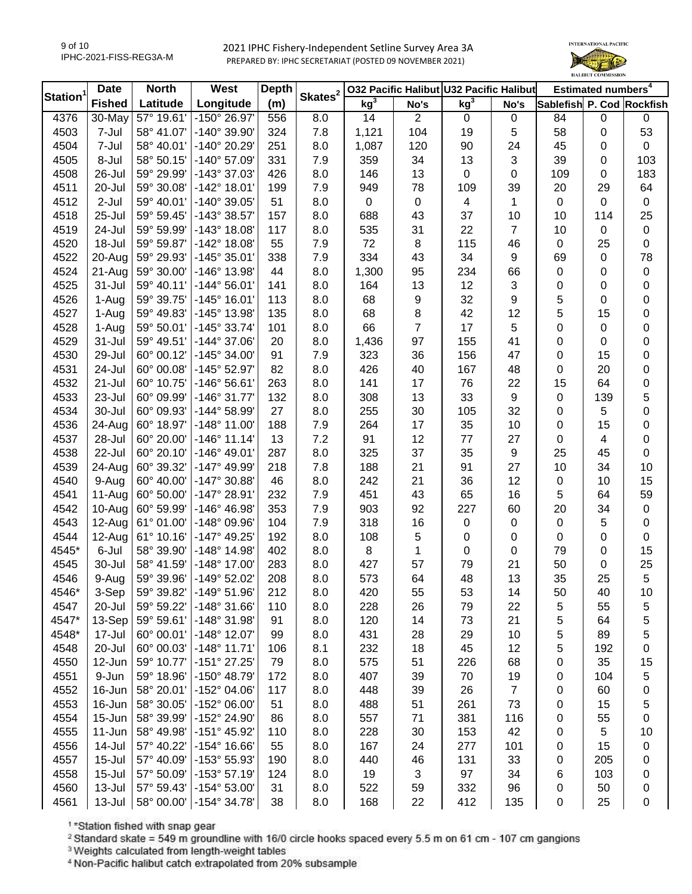## 2021 IPHC Fishery-Independent Setline Survey Area 3A

PREPARED BY: IPHC SECRETARIAT (POSTED 09 NOVEMBER 2021)

| Station[1] | Date | North | West | Depth | Skates[2] | O32 Pacific Halibut | | U32 Pacific Halibut | | Estimated numbers[4] | | |
|---|---|---|---|---|---|---|---|---|---|---|---|---|
| | Fished | Latitude | Longitude | (m) | | kg[3] | No's | kg[3] | No's | Sablefish | P. Cod | Rockfish |
| 4376 | 30-May | 57° 19.61' | -150° 26.97' | 556 | 8.0 | 14 | 2 | 0 | 0 | 84 | 0 | 0 |
| 4503 | 7-Jul | 58° 41.07' | -140° 39.90' | 324 | 7.8 | 1,121 | 104 | 19 | 5 | 58 | 0 | 53 |
| 4504 | 7-Jul | 58° 40.01' | -140° 20.29' | 251 | 8.0 | 1,087 | 120 | 90 | 24 | 45 | 0 | 0 |
| 4505 | 8-Jul | 58° 50.15' | -140° 57.09' | 331 | 7.9 | 359 | 34 | 13 | 3 | 39 | 0 | 103 |
| 4508 | 26-Jul | 59° 29.99' | -143° 37.03' | 426 | 8.0 | 146 | 13 | 0 | 0 | 109 | 0 | 183 |
| 4511 | 20-Jul | 59° 30.08' | -142° 18.01' | 199 | 7.9 | 949 | 78 | 109 | 39 | 20 | 29 | 64 |
| 4512 | 2-Jul | 59° 40.01' | -140° 39.05' | 51 | 8.0 | 0 | 0 | 4 | 1 | 0 | 0 | 0 |
| 4518 | 25-Jul | 59° 59.45' | -143° 38.57' | 157 | 8.0 | 688 | 43 | 37 | 10 | 10 | 114 | 25 |
| 4519 | 24-Jul | 59° 59.99' | -143° 18.08' | 117 | 8.0 | 535 | 31 | 22 | 7 | 10 | 0 | 0 |
| 4520 | 18-Jul | 59° 59.87' | -142° 18.08' | 55 | 7.9 | 72 | 8 | 115 | 46 | 0 | 25 | 0 |
| 4522 | 20-Aug | 59° 29.93' | -145° 35.01' | 338 | 7.9 | 334 | 43 | 34 | 9 | 69 | 0 | 78 |
| 4524 | 21-Aug | 59° 30.00' | -146° 13.98' | 44 | 8.0 | 1,300 | 95 | 234 | 66 | 0 | 0 | 0 |
| 4525 | 31-Jul | 59° 40.11' | -144° 56.01' | 141 | 8.0 | 164 | 13 | 12 | 3 | 0 | 0 | 0 |
| 4526 | 1-Aug | 59° 39.75' | -145° 16.01' | 113 | 8.0 | 68 | 9 | 32 | 9 | 5 | 0 | 0 |
| 4527 | 1-Aug | 59° 49.83' | -145° 13.98' | 135 | 8.0 | 68 | 8 | 42 | 12 | 5 | 15 | 0 |
| 4528 | 1-Aug | 59° 50.01' | -145° 33.74' | 101 | 8.0 | 66 | 7 | 17 | 5 | 0 | 0 | 0 |
| 4529 | 31-Jul | 59° 49.51' | -144° 37.06' | 20 | 8.0 | 1,436 | 97 | 155 | 41 | 0 | 0 | 0 |
| 4530 | 29-Jul | 60° 00.12' | -145° 34.00' | 91 | 7.9 | 323 | 36 | 156 | 47 | 0 | 15 | 0 |
| 4531 | 24-Jul | 60° 00.08' | -145° 52.97' | 82 | 8.0 | 426 | 40 | 167 | 48 | 0 | 20 | 0 |
| 4532 | 21-Jul | 60° 10.75' | -146° 56.61' | 263 | 8.0 | 141 | 17 | 76 | 22 | 15 | 64 | 0 |
| 4533 | 23-Jul | 60° 09.99' | -146° 31.77' | 132 | 8.0 | 308 | 13 | 33 | 9 | 0 | 139 | 5 |
| 4534 | 30-Jul | 60° 09.93' | -144° 58.99' | 27 | 8.0 | 255 | 30 | 105 | 32 | 0 | 5 | 0 |
| 4536 | 24-Aug | 60° 18.97' | -148° 11.00' | 188 | 7.9 | 264 | 17 | 35 | 10 | 0 | 15 | 0 |
| 4537 | 28-Jul | 60° 20.00' | -146° 11.14' | 13 | 7.2 | 91 | 12 | 77 | 27 | 0 | 4 | 0 |
| 4538 | 22-Jul | 60° 20.10' | -146° 49.01' | 287 | 8.0 | 325 | 37 | 35 | 9 | 25 | 45 | 0 |
| 4539 | 24-Aug | 60° 39.32' | -147° 49.99' | 218 | 7.8 | 188 | 21 | 91 | 27 | 10 | 34 | 10 |
| 4540 | 9-Aug | 60° 40.00' | -147° 30.88' | 46 | 8.0 | 242 | 21 | 36 | 12 | 0 | 10 | 15 |
| 4541 | 11-Aug | 60° 50.00' | -147° 28.91' | 232 | 7.9 | 451 | 43 | 65 | 16 | 5 | 64 | 59 |
| 4542 | 10-Aug | 60° 59.99' | -146° 46.98' | 353 | 7.9 | 903 | 92 | 227 | 60 | 20 | 34 | 0 |
| 4543 | 12-Aug | 61° 01.00' | -148° 09.96' | 104 | 7.9 | 318 | 16 | 0 | 0 | 0 | 5 | 0 |
| 4544 | 12-Aug | 61° 10.16' | -147° 49.25' | 192 | 8.0 | 108 | 5 | 0 | 0 | 0 | 0 | 0 |
| 4545* | 6-Jul | 58° 39.90' | -148° 14.98' | 402 | 8.0 | 8 | 1 | 0 | 0 | 79 | 0 | 15 |
| 4545 | 30-Jul | 58° 41.59' | -148° 17.00' | 283 | 8.0 | 427 | 57 | 79 | 21 | 50 | 0 | 25 |
| 4546 | 9-Aug | 59° 39.96' | -149° 52.02' | 208 | 8.0 | 573 | 64 | 48 | 13 | 35 | 25 | 5 |
| 4546* | 3-Sep | 59° 39.82' | -149° 51.96' | 212 | 8.0 | 420 | 55 | 53 | 14 | 50 | 40 | 10 |
| 4547 | 20-Jul | 59° 59.22' | -148° 31.66' | 110 | 8.0 | 228 | 26 | 79 | 22 | 5 | 55 | 5 |
| 4547* | 13-Sep | 59° 59.61' | -148° 31.98' | 91 | 8.0 | 120 | 14 | 73 | 21 | 5 | 64 | 5 |
| 4548* | 17-Jul | 60° 00.01' | -148° 12.07' | 99 | 8.0 | 431 | 28 | 29 | 10 | 5 | 89 | 5 |
| 4548 | 20-Jul | 60° 00.03' | -148° 11.71' | 106 | 8.1 | 232 | 18 | 45 | 12 | 5 | 192 | 0 |
| 4550 | 12-Jun | 59° 10.77' | -151° 27.25' | 79 | 8.0 | 575 | 51 | 226 | 68 | 0 | 35 | 15 |
| 4551 | 9-Jun | 59° 18.96' | -150° 48.79' | 172 | 8.0 | 407 | 39 | 70 | 19 | 0 | 104 | 5 |
| 4552 | 16-Jun | 58° 20.01' | -152° 04.06' | 117 | 8.0 | 448 | 39 | 26 | 7 | 0 | 60 | 0 |
| 4553 | 16-Jun | 58° 30.05' | -152° 06.00' | 51 | 8.0 | 488 | 51 | 261 | 73 | 0 | 15 | 5 |
| 4554 | 15-Jun | 58° 39.99' | -152° 24.90' | 86 | 8.0 | 557 | 71 | 381 | 116 | 0 | 55 | 0 |
| 4555 | 11-Jun | 58° 49.98' | -151° 45.92' | 110 | 8.0 | 228 | 30 | 153 | 42 | 0 | 5 | 10 |
| 4556 | 14-Jul | 57° 40.22' | -154° 16.66' | 55 | 8.0 | 167 | 24 | 277 | 101 | 0 | 15 | 0 |
| 4557 | 15-Jul | 57° 40.09' | -153° 55.93' | 190 | 8.0 | 440 | 46 | 131 | 33 | 0 | 205 | 0 |
| 4558 | 15-Jul | 57° 50.09' | -153° 57.19' | 124 | 8.0 | 19 | 3 | 97 | 34 | 6 | 103 | 0 |
| 4560 | 13-Jul | 57° 59.43' | -154° 53.00' | 31 | 8.0 | 522 | 59 | 332 | 96 | 0 | 50 | 0 |
| 4561 | 13-Jul | 58° 00.00' | -154° 34.78' | 38 | 8.0 | 168 | 22 | 412 | 135 | 0 | 25 | 0 |

[1] *Station fished with snap gear

[2] Standard skate = 549 m groundline with 16/0 circle hooks spaced every 5.5 m on 61 cm - 107 cm gangions

[3] Weights calculated from length-weight tables

[4] Non-Pacific halibut catch extrapolated from 20% subsample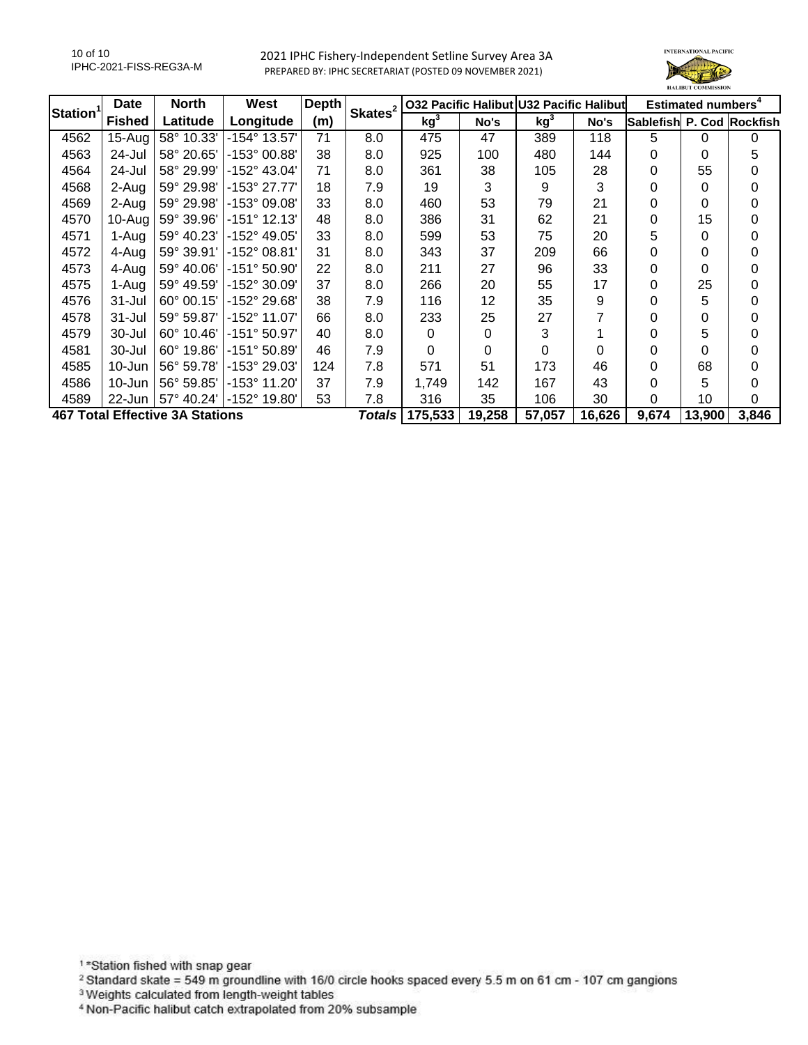# 2021 IPHC Fishery-Independent Setline Survey Area 3A

PREPARED BY: IPHC SECRETARIAT (POSTED 09 NOVEMBER 2021)

| Station[1] | Date Fished | North Latitude | West Longitude | Depth (m) | Skates[2] | O32 Pacific Halibut | | U32 Pacific Halibut | | Estimated numbers[4] | | |
|---|---|---|---|---|---|---|---|---|---|---|---|---|
| | | | | | | kg[3] | No's | kg[3] | No's | Sablefish | P. Cod | Rockfish |
| 4562 | 15-Aug | 58° 10.33' | -154° 13.57' | 71 | 8.0 | 475 | 47 | 389 | 118 | 5 | 0 | 0 |
| 4563 | 24-Jul | 58° 20.65' | -153° 00.88' | 38 | 8.0 | 925 | 100 | 480 | 144 | 0 | 0 | 5 |
| 4564 | 24-Jul | 58° 29.99' | -152° 43.04' | 71 | 8.0 | 361 | 38 | 105 | 28 | 0 | 55 | 0 |
| 4568 | 2-Aug | 59° 29.98' | -153° 27.77' | 18 | 7.9 | 19 | 3 | 9 | 3 | 0 | 0 | 0 |
| 4569 | 2-Aug | 59° 29.98' | -153° 09.08' | 33 | 8.0 | 460 | 53 | 79 | 21 | 0 | 0 | 0 |
| 4570 | 10-Aug | 59° 39.96' | -151° 12.13' | 48 | 8.0 | 386 | 31 | 62 | 21 | 0 | 15 | 0 |
| 4571 | 1-Aug | 59° 40.23' | -152° 49.05' | 33 | 8.0 | 599 | 53 | 75 | 20 | 5 | 0 | 0 |
| 4572 | 4-Aug | 59° 39.91' | -152° 08.81' | 31 | 8.0 | 343 | 37 | 209 | 66 | 0 | 0 | 0 |
| 4573 | 4-Aug | 59° 40.06' | -151° 50.90' | 22 | 8.0 | 211 | 27 | 96 | 33 | 0 | 0 | 0 |
| 4575 | 1-Aug | 59° 49.59' | -152° 30.09' | 37 | 8.0 | 266 | 20 | 55 | 17 | 0 | 25 | 0 |
| 4576 | 31-Jul | 60° 00.15' | -152° 29.68' | 38 | 7.9 | 116 | 12 | 35 | 9 | 0 | 5 | 0 |
| 4578 | 31-Jul | 59° 59.87' | -152° 11.07' | 66 | 8.0 | 233 | 25 | 27 | 7 | 0 | 0 | 0 |
| 4579 | 30-Jul | 60° 10.46' | -151° 50.97' | 40 | 8.0 | 0 | 0 | 3 | 1 | 0 | 5 | 0 |
| 4581 | 30-Jul | 60° 19.86' | -151° 50.89' | 46 | 7.9 | 0 | 0 | 0 | 0 | 0 | 0 | 0 |
| 4585 | 10-Jun | 56° 59.78' | -153° 29.03' | 124 | 7.8 | 571 | 51 | 173 | 46 | 0 | 68 | 0 |
| 4586 | 10-Jun | 56° 59.85' | -153° 11.20' | 37 | 7.9 | 1,749 | 142 | 167 | 43 | 0 | 5 | 0 |
| 4589 | 22-Jun | 57° 40.24' | -152° 19.80' | 53 | 7.8 | 316 | 35 | 106 | 30 | 0 | 10 | 0 |
| **467 Total Effective 3A Stations** | | | | | ***Totals*** | **175,533** | **19,258** | **57,057** | **16,626** | **9,674** | **13,900** | **3,846** |

[1] *Station fished with snap gear

[2] Standard skate = 549 m groundline with 16/0 circle hooks spaced every 5.5 m on 61 cm - 107 cm gangions

[3] Weights calculated from length-weight tables

[4] Non-Pacific halibut catch extrapolated from 20% subsample